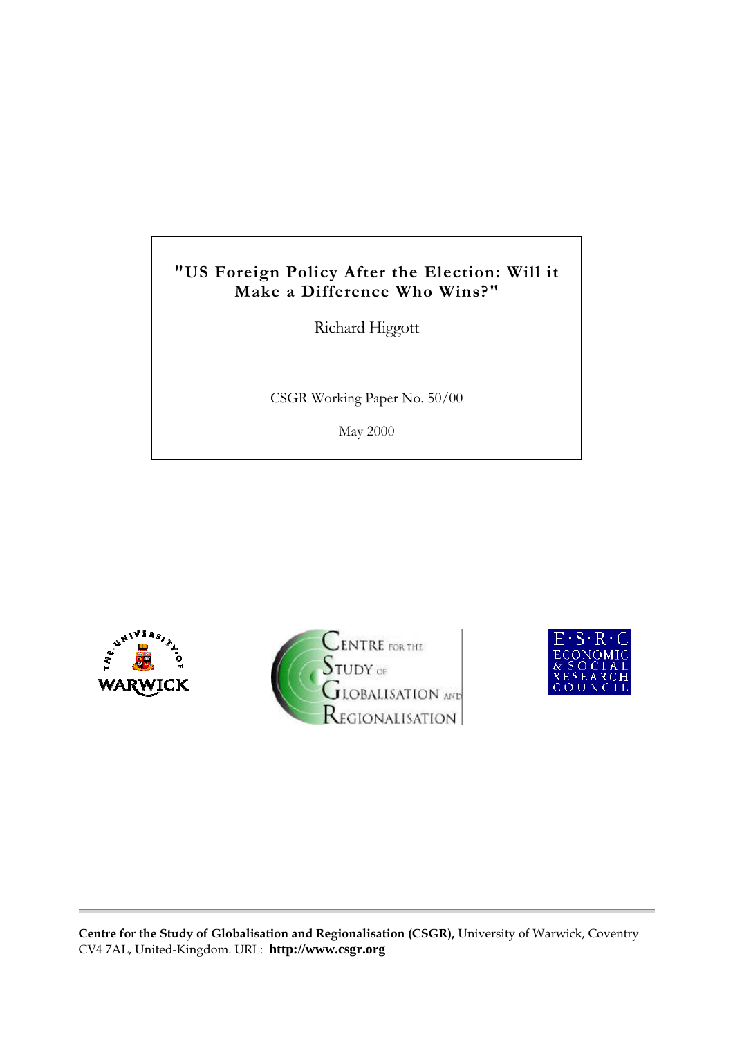# "US Foreign Policy After the Election: Will it Make a Difference Who Wins?"

Richard Higgott

CSGR Working Paper No. 50/00

May 2000

**Centre for the Study of Globalisation and Regionalisation (CSGR),** University of Warwick, Coventry CV4 7AL, United-Kingdom. URL: **http://www.csgr.org**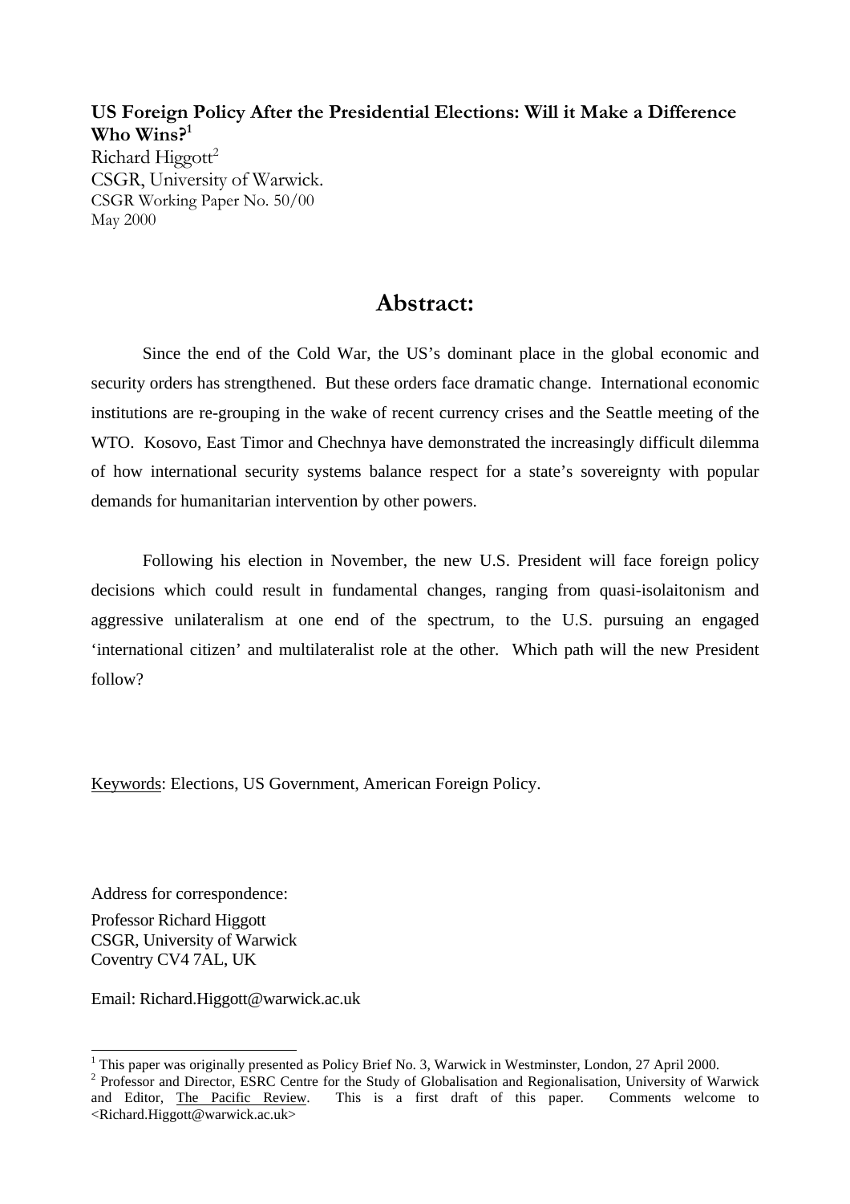**US Foreign Policy After the Presidential Elections: Will it Make a Difference Who Wins?**[1]

Richard Higgott[2]
CSGR, University of Warwick.
CSGR Working Paper No. 50/00
May 2000

## Abstract:

Since the end of the Cold War, the US's dominant place in the global economic and security orders has strengthened. But these orders face dramatic change. International economic institutions are re-grouping in the wake of recent currency crises and the Seattle meeting of the WTO. Kosovo, East Timor and Chechnya have demonstrated the increasingly difficult dilemma of how international security systems balance respect for a state's sovereignty with popular demands for humanitarian intervention by other powers.

Following his election in November, the new U.S. President will face foreign policy decisions which could result in fundamental changes, ranging from quasi-isolaitonism and aggressive unilateralism at one end of the spectrum, to the U.S. pursuing an engaged 'international citizen' and multilateralist role at the other. Which path will the new President follow?

Keywords: Elections, US Government, American Foreign Policy.

Address for correspondence:
Professor Richard Higgott
CSGR, University of Warwick
Coventry CV4 7AL, UK

Email: Richard.Higgott@warwick.ac.uk

---

[1] This paper was originally presented as Policy Brief No. 3, Warwick in Westminster, London, 27 April 2000.

[2] Professor and Director, ESRC Centre for the Study of Globalisation and Regionalisation, University of Warwick and Editor, The Pacific Review. This is a first draft of this paper. Comments welcome to <Richard.Higgott@warwick.ac.uk>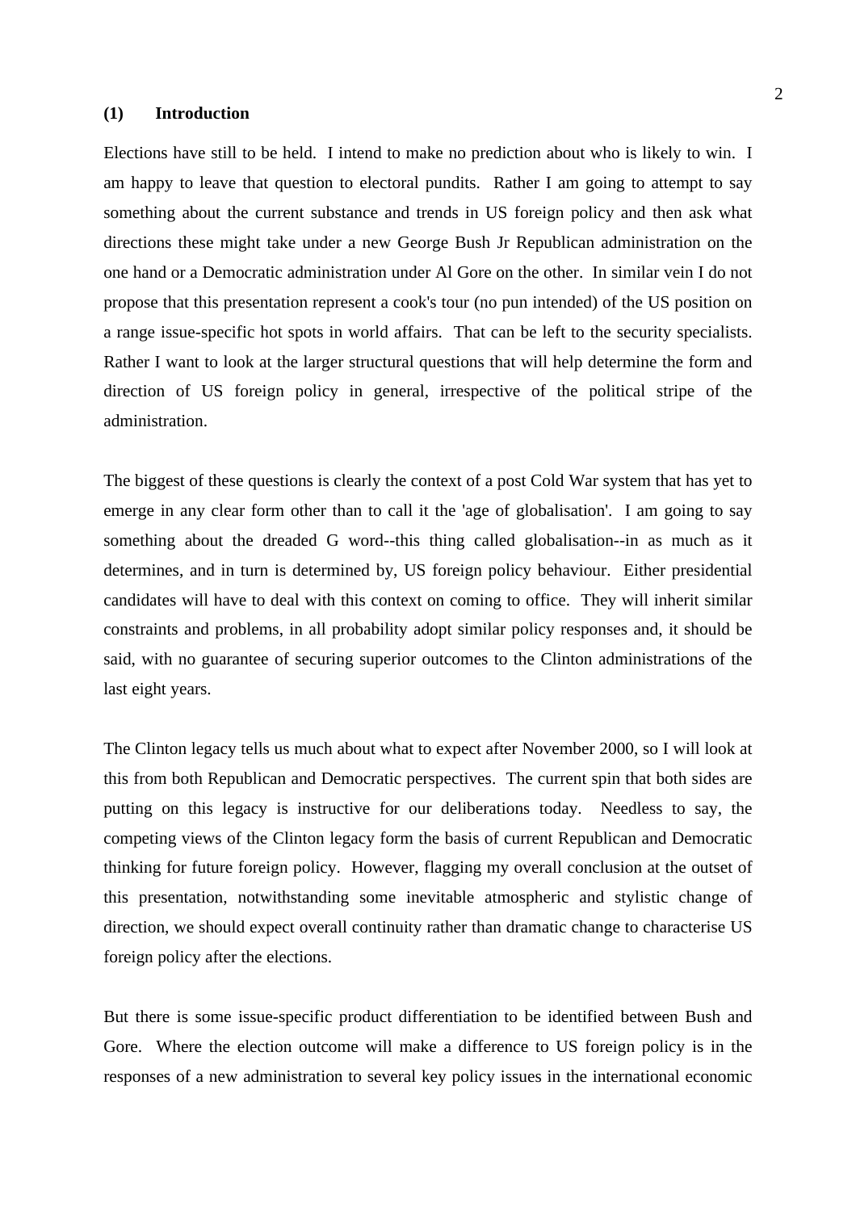## (1) Introduction

Elections have still to be held. I intend to make no prediction about who is likely to win. I am happy to leave that question to electoral pundits. Rather I am going to attempt to say something about the current substance and trends in US foreign policy and then ask what directions these might take under a new George Bush Jr Republican administration on the one hand or a Democratic administration under Al Gore on the other. In similar vein I do not propose that this presentation represent a cook's tour (no pun intended) of the US position on a range issue-specific hot spots in world affairs. That can be left to the security specialists. Rather I want to look at the larger structural questions that will help determine the form and direction of US foreign policy in general, irrespective of the political stripe of the administration.

The biggest of these questions is clearly the context of a post Cold War system that has yet to emerge in any clear form other than to call it the 'age of globalisation'. I am going to say something about the dreaded G word--this thing called globalisation--in as much as it determines, and in turn is determined by, US foreign policy behaviour. Either presidential candidates will have to deal with this context on coming to office. They will inherit similar constraints and problems, in all probability adopt similar policy responses and, it should be said, with no guarantee of securing superior outcomes to the Clinton administrations of the last eight years.

The Clinton legacy tells us much about what to expect after November 2000, so I will look at this from both Republican and Democratic perspectives. The current spin that both sides are putting on this legacy is instructive for our deliberations today. Needless to say, the competing views of the Clinton legacy form the basis of current Republican and Democratic thinking for future foreign policy. However, flagging my overall conclusion at the outset of this presentation, notwithstanding some inevitable atmospheric and stylistic change of direction, we should expect overall continuity rather than dramatic change to characterise US foreign policy after the elections.

But there is some issue-specific product differentiation to be identified between Bush and Gore. Where the election outcome will make a difference to US foreign policy is in the responses of a new administration to several key policy issues in the international economic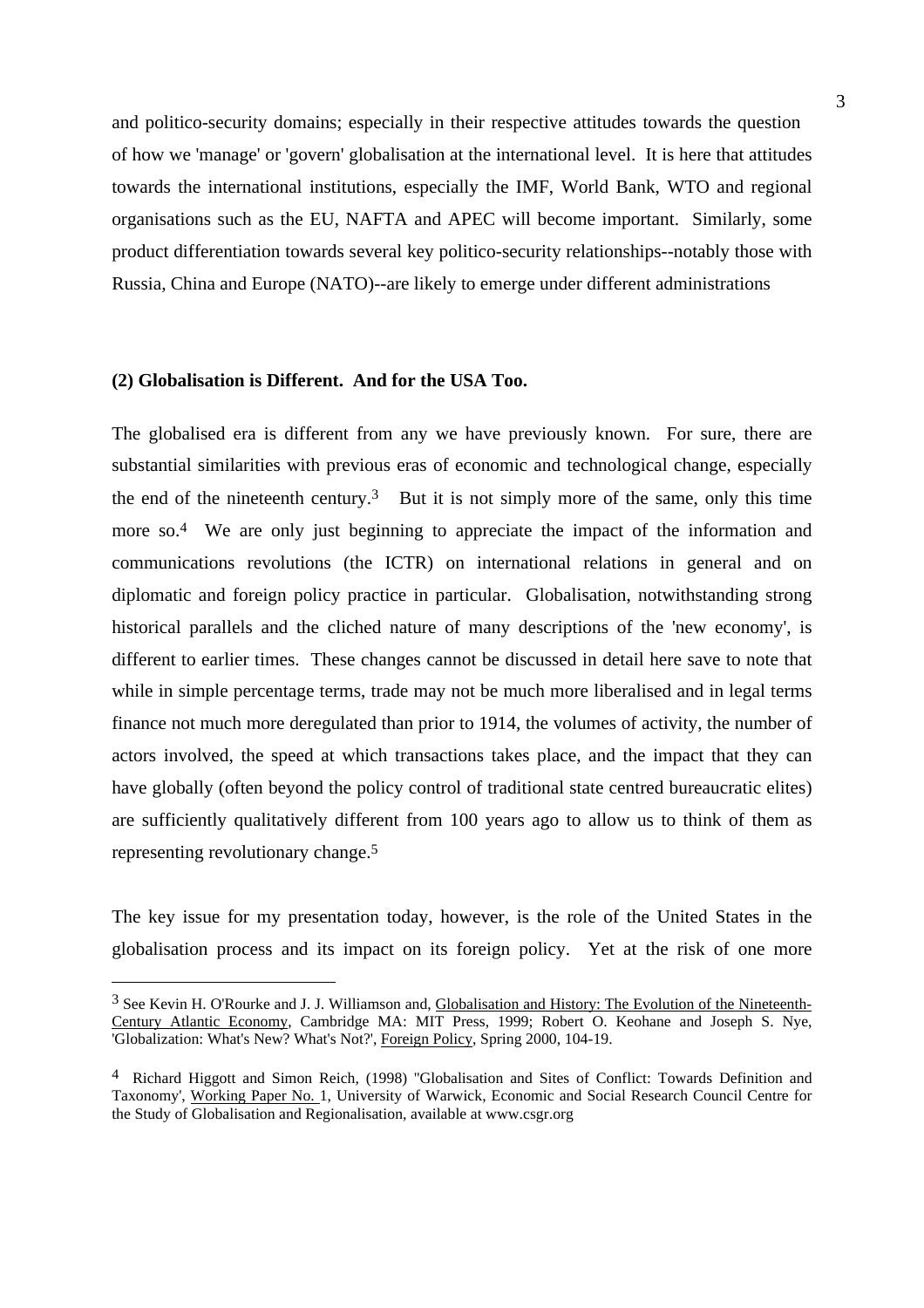and politico-security domains; especially in their respective attitudes towards the question of how we 'manage' or 'govern' globalisation at the international level. It is here that attitudes towards the international institutions, especially the IMF, World Bank, WTO and regional organisations such as the EU, NAFTA and APEC will become important. Similarly, some product differentiation towards several key politico-security relationships--notably those with Russia, China and Europe (NATO)--are likely to emerge under different administrations

**(2) Globalisation is Different. And for the USA Too.**

The globalised era is different from any we have previously known. For sure, there are substantial similarities with previous eras of economic and technological change, especially the end of the nineteenth century.[3] But it is not simply more of the same, only this time more so.[4] We are only just beginning to appreciate the impact of the information and communications revolutions (the ICTR) on international relations in general and on diplomatic and foreign policy practice in particular. Globalisation, notwithstanding strong historical parallels and the cliched nature of many descriptions of the 'new economy', is different to earlier times. These changes cannot be discussed in detail here save to note that while in simple percentage terms, trade may not be much more liberalised and in legal terms finance not much more deregulated than prior to 1914, the volumes of activity, the number of actors involved, the speed at which transactions takes place, and the impact that they can have globally (often beyond the policy control of traditional state centred bureaucratic elites) are sufficiently qualitatively different from 100 years ago to allow us to think of them as representing revolutionary change.[5]

The key issue for my presentation today, however, is the role of the United States in the globalisation process and its impact on its foreign policy. Yet at the risk of one more

---

[3] See Kevin H. O'Rourke and J. J. Williamson and, Globalisation and History: The Evolution of the Nineteenth-Century Atlantic Economy, Cambridge MA: MIT Press, 1999; Robert O. Keohane and Joseph S. Nye, 'Globalization: What's New? What's Not?', Foreign Policy, Spring 2000, 104-19.

[4] Richard Higgott and Simon Reich, (1998) "Globalisation and Sites of Conflict: Towards Definition and Taxonomy', Working Paper No. 1, University of Warwick, Economic and Social Research Council Centre for the Study of Globalisation and Regionalisation, available at www.csgr.org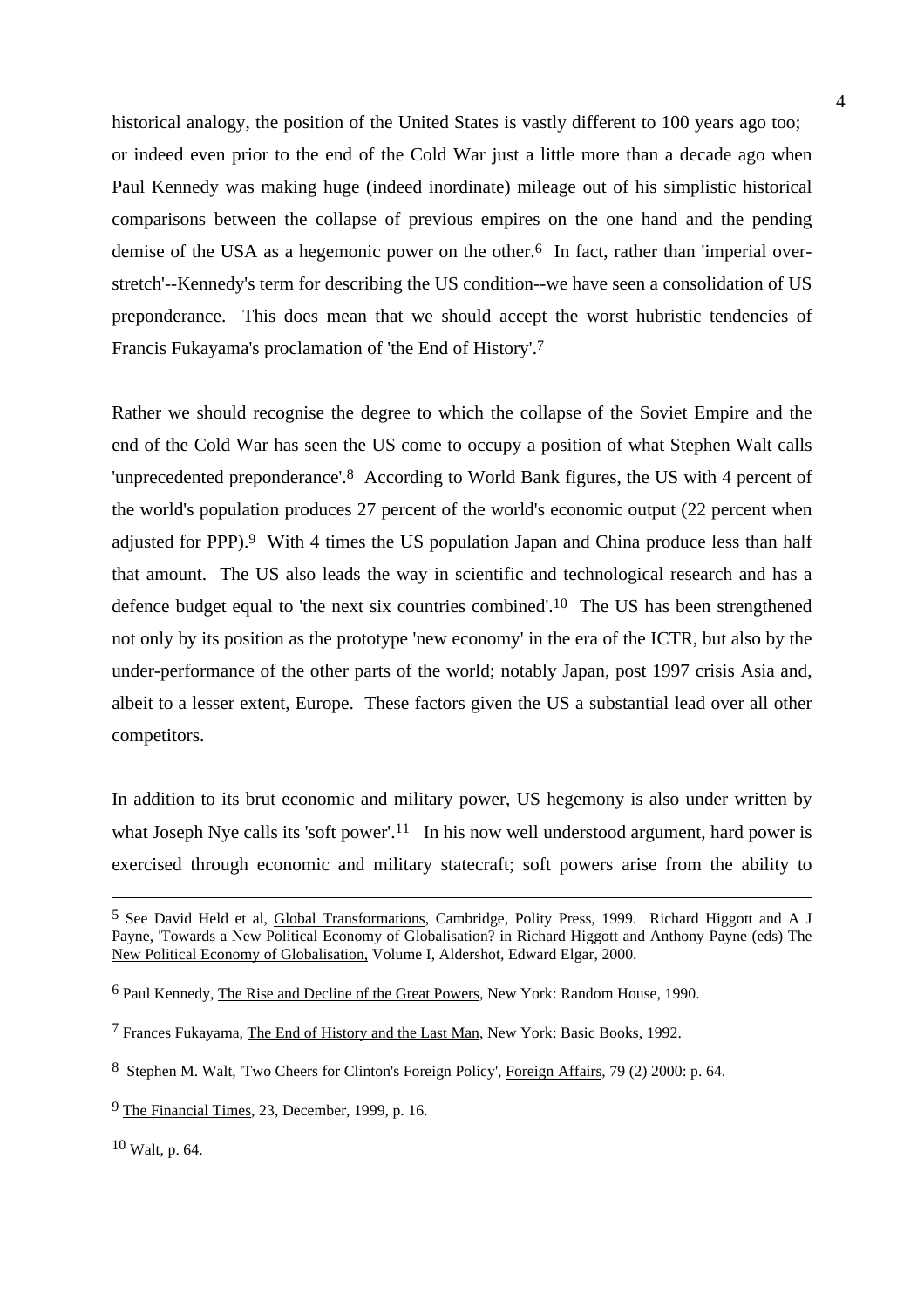historical analogy, the position of the United States is vastly different to 100 years ago too; or indeed even prior to the end of the Cold War just a little more than a decade ago when Paul Kennedy was making huge (indeed inordinate) mileage out of his simplistic historical comparisons between the collapse of previous empires on the one hand and the pending demise of the USA as a hegemonic power on the other.[6] In fact, rather than 'imperial over-stretch'--Kennedy's term for describing the US condition--we have seen a consolidation of US preponderance. This does mean that we should accept the worst hubristic tendencies of Francis Fukayama's proclamation of 'the End of History'.[7]

Rather we should recognise the degree to which the collapse of the Soviet Empire and the end of the Cold War has seen the US come to occupy a position of what Stephen Walt calls 'unprecedented preponderance'.[8] According to World Bank figures, the US with 4 percent of the world's population produces 27 percent of the world's economic output (22 percent when adjusted for PPP).[9] With 4 times the US population Japan and China produce less than half that amount. The US also leads the way in scientific and technological research and has a defence budget equal to 'the next six countries combined'.[10] The US has been strengthened not only by its position as the prototype 'new economy' in the era of the ICTR, but also by the under-performance of the other parts of the world; notably Japan, post 1997 crisis Asia and, albeit to a lesser extent, Europe. These factors given the US a substantial lead over all other competitors.

In addition to its brut economic and military power, US hegemony is also under written by what Joseph Nye calls its 'soft power'.[11] In his now well understood argument, hard power is exercised through economic and military statecraft; soft powers arise from the ability to

---

[5] See David Held et al, Global Transformations, Cambridge, Polity Press, 1999. Richard Higgott and A J Payne, 'Towards a New Political Economy of Globalisation? in Richard Higgott and Anthony Payne (eds) The New Political Economy of Globalisation, Volume I, Aldershot, Edward Elgar, 2000.

[6] Paul Kennedy, The Rise and Decline of the Great Powers, New York: Random House, 1990.

[7] Frances Fukayama, The End of History and the Last Man, New York: Basic Books, 1992.

[8] Stephen M. Walt, 'Two Cheers for Clinton's Foreign Policy', Foreign Affairs, 79 (2) 2000: p. 64.

[9] The Financial Times, 23, December, 1999, p. 16.

[10] Walt, p. 64.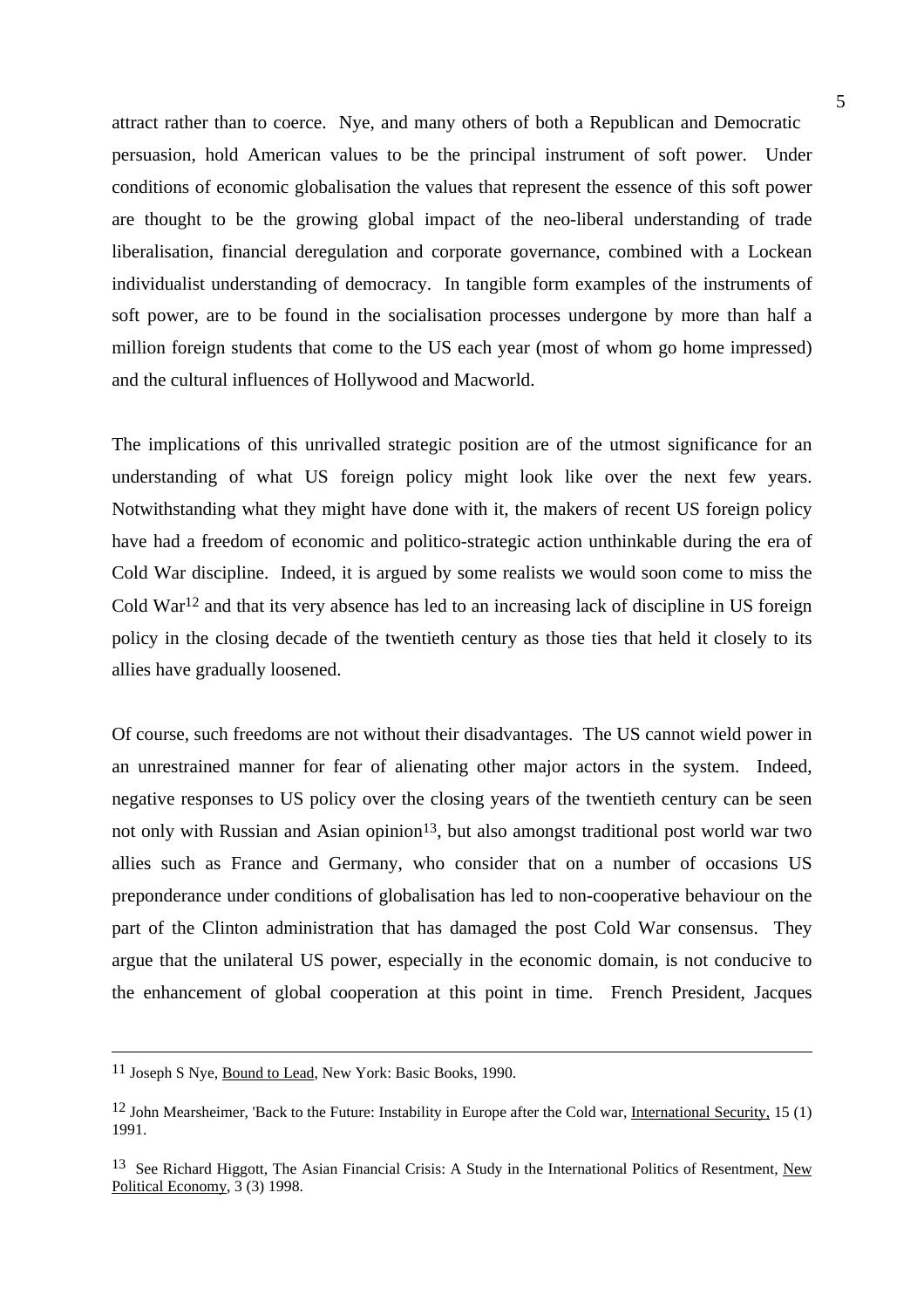attract rather than to coerce. Nye, and many others of both a Republican and Democratic persuasion, hold American values to be the principal instrument of soft power. Under conditions of economic globalisation the values that represent the essence of this soft power are thought to be the growing global impact of the neo-liberal understanding of trade liberalisation, financial deregulation and corporate governance, combined with a Lockean individualist understanding of democracy. In tangible form examples of the instruments of soft power, are to be found in the socialisation processes undergone by more than half a million foreign students that come to the US each year (most of whom go home impressed) and the cultural influences of Hollywood and Macworld.

The implications of this unrivalled strategic position are of the utmost significance for an understanding of what US foreign policy might look like over the next few years. Notwithstanding what they might have done with it, the makers of recent US foreign policy have had a freedom of economic and politico-strategic action unthinkable during the era of Cold War discipline. Indeed, it is argued by some realists we would soon come to miss the Cold War[12] and that its very absence has led to an increasing lack of discipline in US foreign policy in the closing decade of the twentieth century as those ties that held it closely to its allies have gradually loosened.

Of course, such freedoms are not without their disadvantages. The US cannot wield power in an unrestrained manner for fear of alienating other major actors in the system. Indeed, negative responses to US policy over the closing years of the twentieth century can be seen not only with Russian and Asian opinion[13], but also amongst traditional post world war two allies such as France and Germany, who consider that on a number of occasions US preponderance under conditions of globalisation has led to non-cooperative behaviour on the part of the Clinton administration that has damaged the post Cold War consensus. They argue that the unilateral US power, especially in the economic domain, is not conducive to the enhancement of global cooperation at this point in time. French President, Jacques

---

[11] Joseph S Nye, Bound to Lead, New York: Basic Books, 1990.

[12] John Mearsheimer, 'Back to the Future: Instability in Europe after the Cold war, International Security, 15 (1) 1991.

[13] See Richard Higgott, The Asian Financial Crisis: A Study in the International Politics of Resentment, New Political Economy, 3 (3) 1998.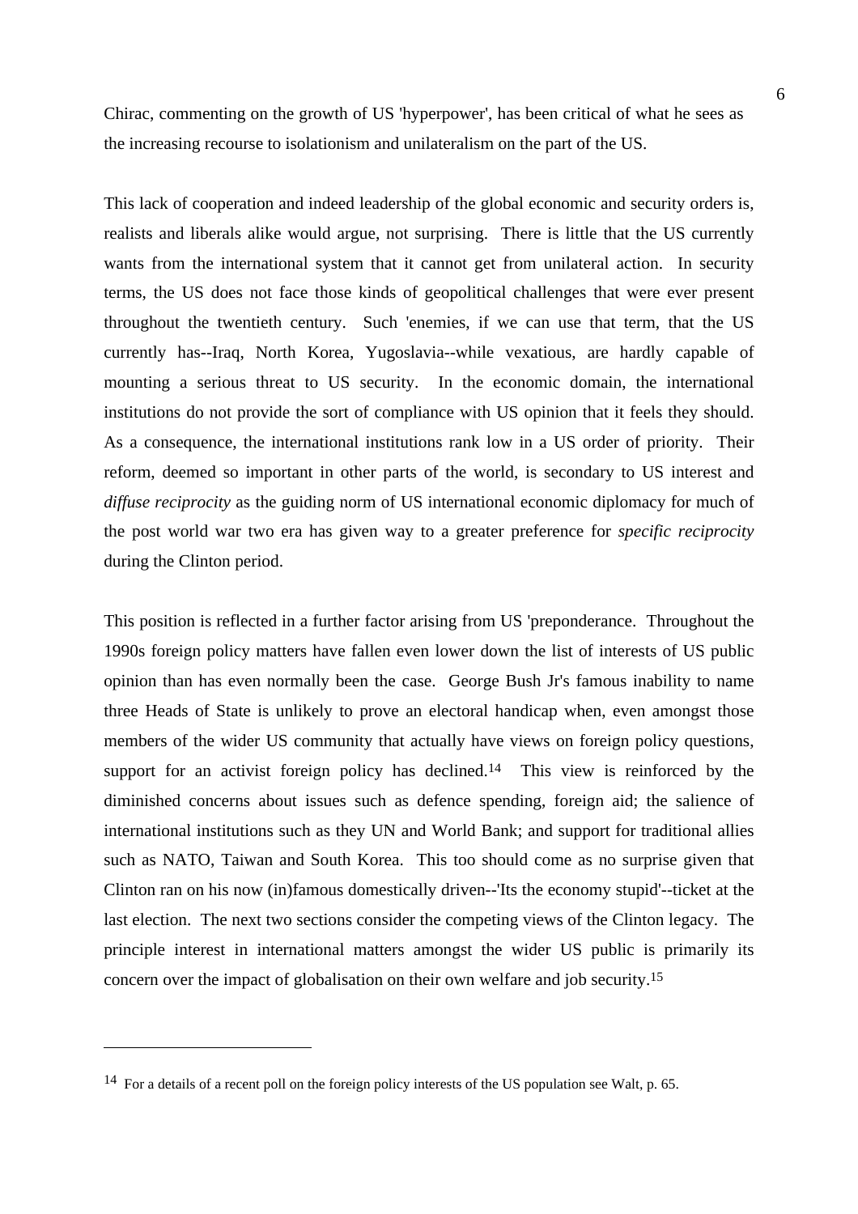Chirac, commenting on the growth of US 'hyperpower', has been critical of what he sees as the increasing recourse to isolationism and unilateralism on the part of the US.

This lack of cooperation and indeed leadership of the global economic and security orders is, realists and liberals alike would argue, not surprising. There is little that the US currently wants from the international system that it cannot get from unilateral action. In security terms, the US does not face those kinds of geopolitical challenges that were ever present throughout the twentieth century. Such 'enemies, if we can use that term, that the US currently has--Iraq, North Korea, Yugoslavia--while vexatious, are hardly capable of mounting a serious threat to US security. In the economic domain, the international institutions do not provide the sort of compliance with US opinion that it feels they should. As a consequence, the international institutions rank low in a US order of priority. Their reform, deemed so important in other parts of the world, is secondary to US interest and *diffuse reciprocity* as the guiding norm of US international economic diplomacy for much of the post world war two era has given way to a greater preference for *specific reciprocity* during the Clinton period.

This position is reflected in a further factor arising from US 'preponderance. Throughout the 1990s foreign policy matters have fallen even lower down the list of interests of US public opinion than has even normally been the case. George Bush Jr's famous inability to name three Heads of State is unlikely to prove an electoral handicap when, even amongst those members of the wider US community that actually have views on foreign policy questions, support for an activist foreign policy has declined.[14] This view is reinforced by the diminished concerns about issues such as defence spending, foreign aid; the salience of international institutions such as they UN and World Bank; and support for traditional allies such as NATO, Taiwan and South Korea. This too should come as no surprise given that Clinton ran on his now (in)famous domestically driven--'Its the economy stupid'--ticket at the last election. The next two sections consider the competing views of the Clinton legacy. The principle interest in international matters amongst the wider US public is primarily its concern over the impact of globalisation on their own welfare and job security.[15]

---

[14] For a details of a recent poll on the foreign policy interests of the US population see Walt, p. 65.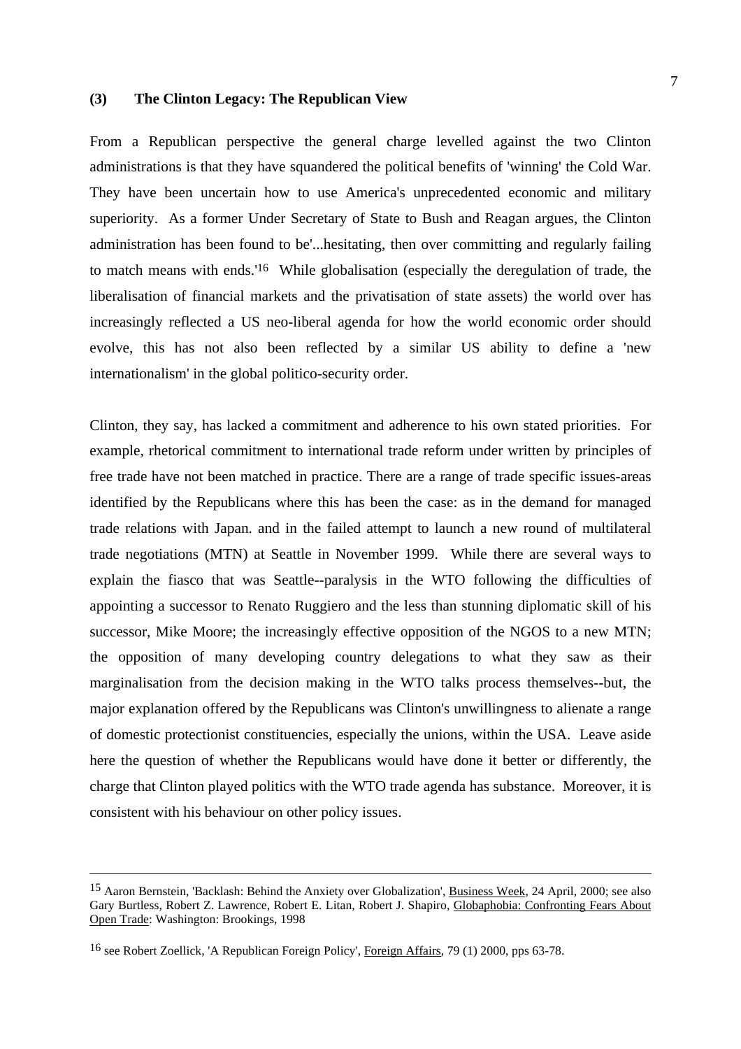### (3) The Clinton Legacy: The Republican View

From a Republican perspective the general charge levelled against the two Clinton administrations is that they have squandered the political benefits of 'winning' the Cold War. They have been uncertain how to use America's unprecedented economic and military superiority. As a former Under Secretary of State to Bush and Reagan argues, the Clinton administration has been found to be'...hesitating, then over committing and regularly failing to match means with ends.'[16] While globalisation (especially the deregulation of trade, the liberalisation of financial markets and the privatisation of state assets) the world over has increasingly reflected a US neo-liberal agenda for how the world economic order should evolve, this has not also been reflected by a similar US ability to define a 'new internationalism' in the global politico-security order.

Clinton, they say, has lacked a commitment and adherence to his own stated priorities. For example, rhetorical commitment to international trade reform under written by principles of free trade have not been matched in practice. There are a range of trade specific issues-areas identified by the Republicans where this has been the case: as in the demand for managed trade relations with Japan. and in the failed attempt to launch a new round of multilateral trade negotiations (MTN) at Seattle in November 1999. While there are several ways to explain the fiasco that was Seattle--paralysis in the WTO following the difficulties of appointing a successor to Renato Ruggiero and the less than stunning diplomatic skill of his successor, Mike Moore; the increasingly effective opposition of the NGOS to a new MTN; the opposition of many developing country delegations to what they saw as their marginalisation from the decision making in the WTO talks process themselves--but, the major explanation offered by the Republicans was Clinton's unwillingness to alienate a range of domestic protectionist constituencies, especially the unions, within the USA. Leave aside here the question of whether the Republicans would have done it better or differently, the charge that Clinton played politics with the WTO trade agenda has substance. Moreover, it is consistent with his behaviour on other policy issues.

---

[15] Aaron Bernstein, 'Backlash: Behind the Anxiety over Globalization', Business Week, 24 April, 2000; see also Gary Burtless, Robert Z. Lawrence, Robert E. Litan, Robert J. Shapiro, Globaphobia: Confronting Fears About Open Trade: Washington: Brookings, 1998

[16] see Robert Zoellick, 'A Republican Foreign Policy', Foreign Affairs, 79 (1) 2000, pps 63-78.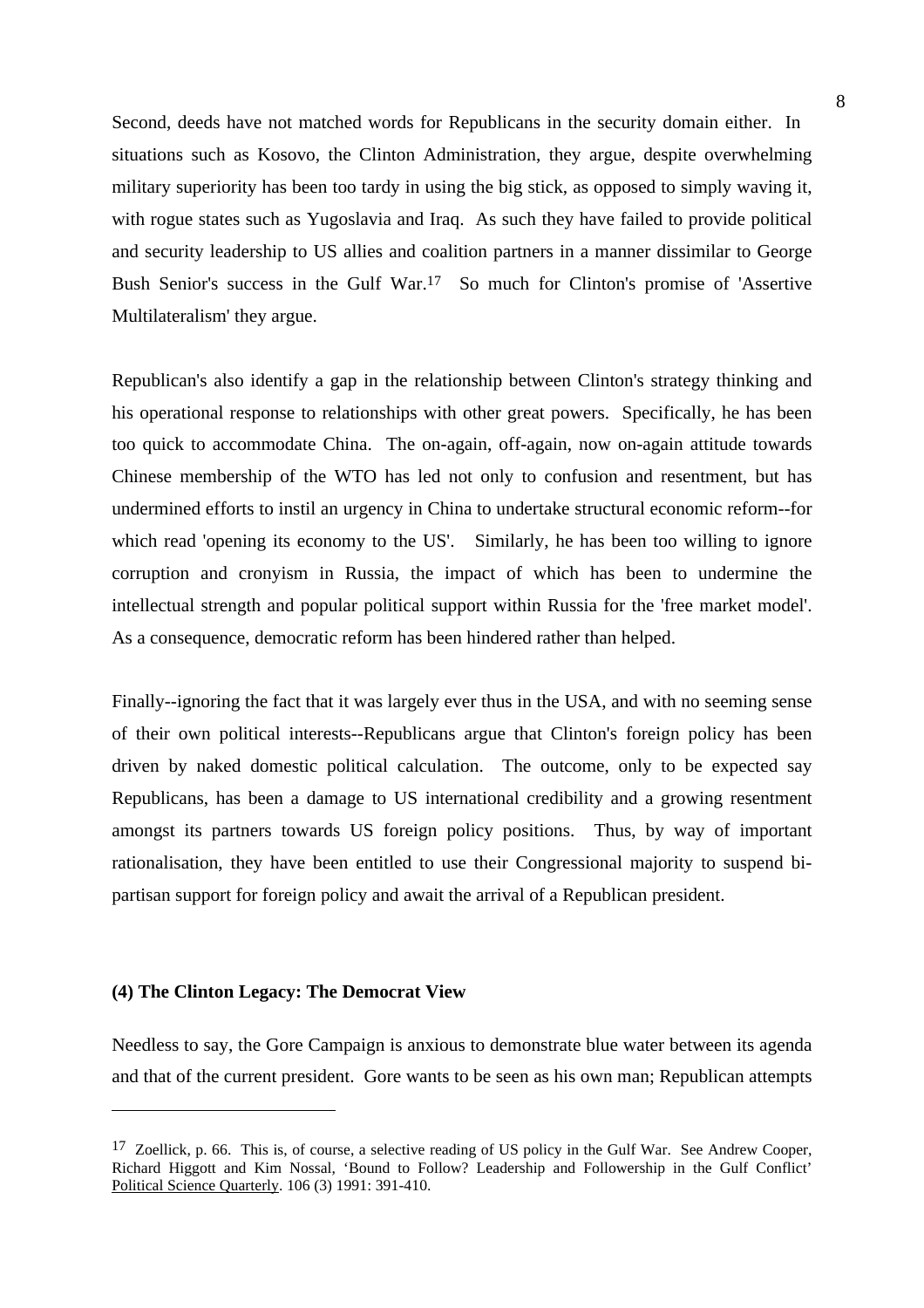Second, deeds have not matched words for Republicans in the security domain either. In situations such as Kosovo, the Clinton Administration, they argue, despite overwhelming military superiority has been too tardy in using the big stick, as opposed to simply waving it, with rogue states such as Yugoslavia and Iraq. As such they have failed to provide political and security leadership to US allies and coalition partners in a manner dissimilar to George Bush Senior's success in the Gulf War.[17] So much for Clinton's promise of 'Assertive Multilateralism' they argue.

Republican's also identify a gap in the relationship between Clinton's strategy thinking and his operational response to relationships with other great powers. Specifically, he has been too quick to accommodate China. The on-again, off-again, now on-again attitude towards Chinese membership of the WTO has led not only to confusion and resentment, but has undermined efforts to instil an urgency in China to undertake structural economic reform--for which read 'opening its economy to the US'. Similarly, he has been too willing to ignore corruption and cronyism in Russia, the impact of which has been to undermine the intellectual strength and popular political support within Russia for the 'free market model'. As a consequence, democratic reform has been hindered rather than helped.

Finally--ignoring the fact that it was largely ever thus in the USA, and with no seeming sense of their own political interests--Republicans argue that Clinton's foreign policy has been driven by naked domestic political calculation. The outcome, only to be expected say Republicans, has been a damage to US international credibility and a growing resentment amongst its partners towards US foreign policy positions. Thus, by way of important rationalisation, they have been entitled to use their Congressional majority to suspend bi-partisan support for foreign policy and await the arrival of a Republican president.

### (4) The Clinton Legacy: The Democrat View

Needless to say, the Gore Campaign is anxious to demonstrate blue water between its agenda and that of the current president. Gore wants to be seen as his own man; Republican attempts

---

[17] Zoellick, p. 66. This is, of course, a selective reading of US policy in the Gulf War. See Andrew Cooper, Richard Higgott and Kim Nossal, 'Bound to Follow? Leadership and Followership in the Gulf Conflict' Political Science Quarterly. 106 (3) 1991: 391-410.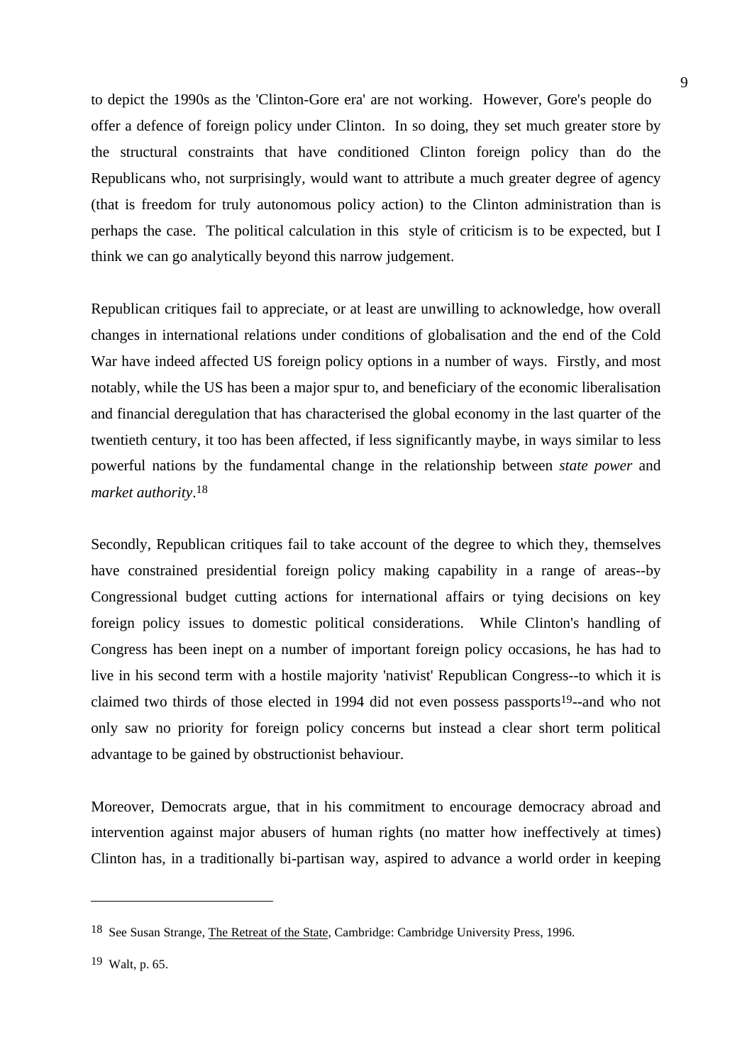to depict the 1990s as the 'Clinton-Gore era' are not working. However, Gore's people do offer a defence of foreign policy under Clinton. In so doing, they set much greater store by the structural constraints that have conditioned Clinton foreign policy than do the Republicans who, not surprisingly, would want to attribute a much greater degree of agency (that is freedom for truly autonomous policy action) to the Clinton administration than is perhaps the case. The political calculation in this style of criticism is to be expected, but I think we can go analytically beyond this narrow judgement.

Republican critiques fail to appreciate, or at least are unwilling to acknowledge, how overall changes in international relations under conditions of globalisation and the end of the Cold War have indeed affected US foreign policy options in a number of ways. Firstly, and most notably, while the US has been a major spur to, and beneficiary of the economic liberalisation and financial deregulation that has characterised the global economy in the last quarter of the twentieth century, it too has been affected, if less significantly maybe, in ways similar to less powerful nations by the fundamental change in the relationship between *state power* and *market authority*.[18]

Secondly, Republican critiques fail to take account of the degree to which they, themselves have constrained presidential foreign policy making capability in a range of areas--by Congressional budget cutting actions for international affairs or tying decisions on key foreign policy issues to domestic political considerations. While Clinton's handling of Congress has been inept on a number of important foreign policy occasions, he has had to live in his second term with a hostile majority 'nativist' Republican Congress--to which it is claimed two thirds of those elected in 1994 did not even possess passports[19]--and who not only saw no priority for foreign policy concerns but instead a clear short term political advantage to be gained by obstructionist behaviour.

Moreover, Democrats argue, that in his commitment to encourage democracy abroad and intervention against major abusers of human rights (no matter how ineffectively at times) Clinton has, in a traditionally bi-partisan way, aspired to advance a world order in keeping

---

[18] See Susan Strange, The Retreat of the State, Cambridge: Cambridge University Press, 1996.

[19] Walt, p. 65.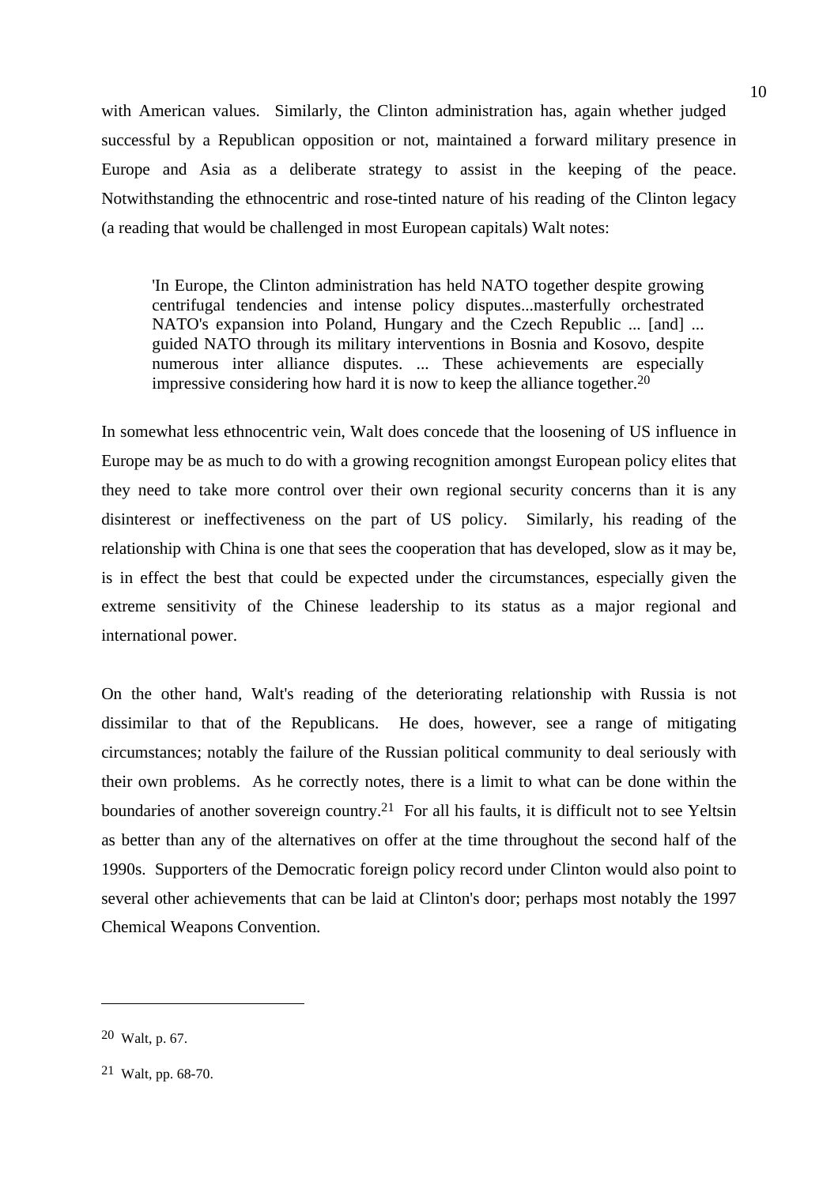with American values. Similarly, the Clinton administration has, again whether judged successful by a Republican opposition or not, maintained a forward military presence in Europe and Asia as a deliberate strategy to assist in the keeping of the peace. Notwithstanding the ethnocentric and rose-tinted nature of his reading of the Clinton legacy (a reading that would be challenged in most European capitals) Walt notes:

> 'In Europe, the Clinton administration has held NATO together despite growing centrifugal tendencies and intense policy disputes...masterfully orchestrated NATO's expansion into Poland, Hungary and the Czech Republic ... [and] ... guided NATO through its military interventions in Bosnia and Kosovo, despite numerous inter alliance disputes. ... These achievements are especially impressive considering how hard it is now to keep the alliance together.[20]

In somewhat less ethnocentric vein, Walt does concede that the loosening of US influence in Europe may be as much to do with a growing recognition amongst European policy elites that they need to take more control over their own regional security concerns than it is any disinterest or ineffectiveness on the part of US policy. Similarly, his reading of the relationship with China is one that sees the cooperation that has developed, slow as it may be, is in effect the best that could be expected under the circumstances, especially given the extreme sensitivity of the Chinese leadership to its status as a major regional and international power.

On the other hand, Walt's reading of the deteriorating relationship with Russia is not dissimilar to that of the Republicans. He does, however, see a range of mitigating circumstances; notably the failure of the Russian political community to deal seriously with their own problems. As he correctly notes, there is a limit to what can be done within the boundaries of another sovereign country.[21] For all his faults, it is difficult not to see Yeltsin as better than any of the alternatives on offer at the time throughout the second half of the 1990s. Supporters of the Democratic foreign policy record under Clinton would also point to several other achievements that can be laid at Clinton's door; perhaps most notably the 1997 Chemical Weapons Convention.

---

[20] Walt, p. 67.

[21] Walt, pp. 68-70.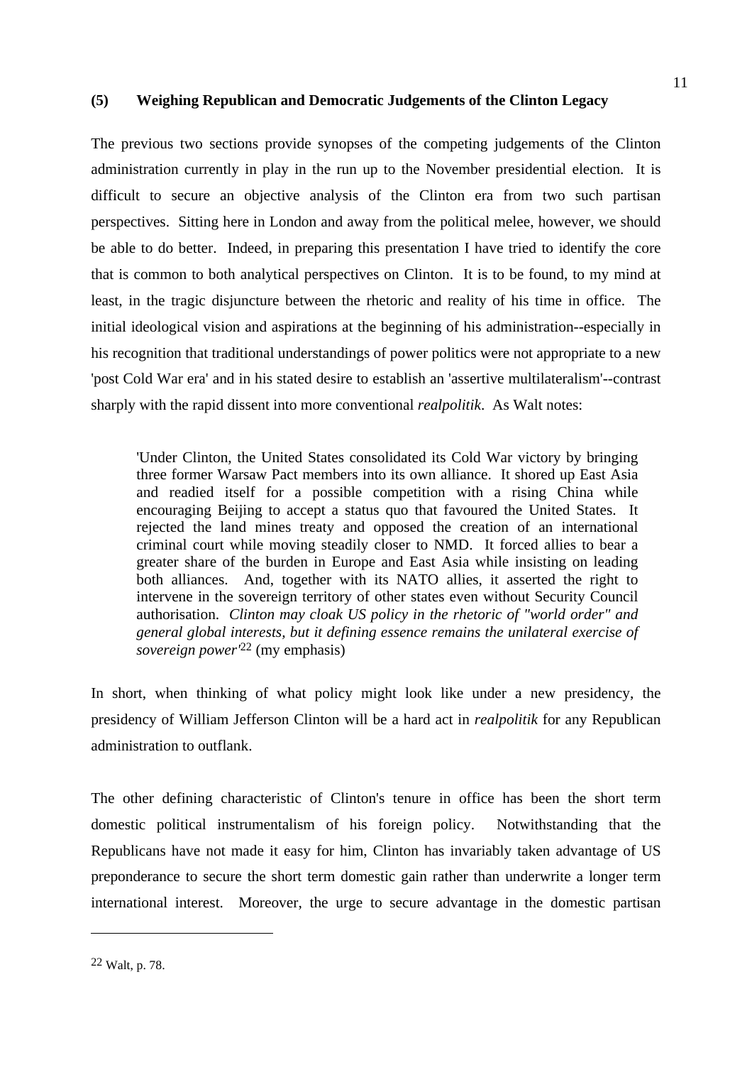**(5) Weighing Republican and Democratic Judgements of the Clinton Legacy**

The previous two sections provide synopses of the competing judgements of the Clinton administration currently in play in the run up to the November presidential election. It is difficult to secure an objective analysis of the Clinton era from two such partisan perspectives. Sitting here in London and away from the political melee, however, we should be able to do better. Indeed, in preparing this presentation I have tried to identify the core that is common to both analytical perspectives on Clinton. It is to be found, to my mind at least, in the tragic disjuncture between the rhetoric and reality of his time in office. The initial ideological vision and aspirations at the beginning of his administration--especially in his recognition that traditional understandings of power politics were not appropriate to a new 'post Cold War era' and in his stated desire to establish an 'assertive multilateralism'--contrast sharply with the rapid dissent into more conventional *realpolitik*. As Walt notes:

> 'Under Clinton, the United States consolidated its Cold War victory by bringing three former Warsaw Pact members into its own alliance. It shored up East Asia and readied itself for a possible competition with a rising China while encouraging Beijing to accept a status quo that favoured the United States. It rejected the land mines treaty and opposed the creation of an international criminal court while moving steadily closer to NMD. It forced allies to bear a greater share of the burden in Europe and East Asia while insisting on leading both alliances. And, together with its NATO allies, it asserted the right to intervene in the sovereign territory of other states even without Security Council authorisation. *Clinton may cloak US policy in the rhetoric of "world order" and general global interests, but it defining essence remains the unilateral exercise of sovereign power'*[22] (my emphasis)

In short, when thinking of what policy might look like under a new presidency, the presidency of William Jefferson Clinton will be a hard act in *realpolitik* for any Republican administration to outflank.

The other defining characteristic of Clinton's tenure in office has been the short term domestic political instrumentalism of his foreign policy. Notwithstanding that the Republicans have not made it easy for him, Clinton has invariably taken advantage of US preponderance to secure the short term domestic gain rather than underwrite a longer term international interest. Moreover, the urge to secure advantage in the domestic partisan

---

[22] Walt, p. 78.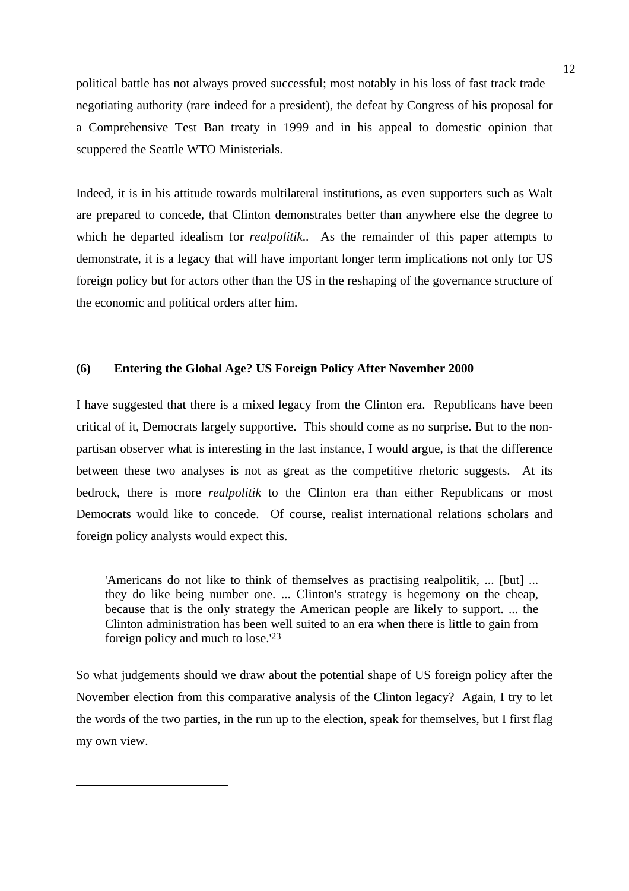political battle has not always proved successful; most notably in his loss of fast track trade negotiating authority (rare indeed for a president), the defeat by Congress of his proposal for a Comprehensive Test Ban treaty in 1999 and in his appeal to domestic opinion that scuppered the Seattle WTO Ministerials.

Indeed, it is in his attitude towards multilateral institutions, as even supporters such as Walt are prepared to concede, that Clinton demonstrates better than anywhere else the degree to which he departed idealism for *realpolitik*.. As the remainder of this paper attempts to demonstrate, it is a legacy that will have important longer term implications not only for US foreign policy but for actors other than the US in the reshaping of the governance structure of the economic and political orders after him.

## (6) Entering the Global Age? US Foreign Policy After November 2000

I have suggested that there is a mixed legacy from the Clinton era. Republicans have been critical of it, Democrats largely supportive. This should come as no surprise. But to the non-partisan observer what is interesting in the last instance, I would argue, is that the difference between these two analyses is not as great as the competitive rhetoric suggests. At its bedrock, there is more *realpolitik* to the Clinton era than either Republicans or most Democrats would like to concede. Of course, realist international relations scholars and foreign policy analysts would expect this.

> 'Americans do not like to think of themselves as practising realpolitik, ... [but] ... they do like being number one. ... Clinton's strategy is hegemony on the cheap, because that is the only strategy the American people are likely to support. ... the Clinton administration has been well suited to an era when there is little to gain from foreign policy and much to lose.'[23]

So what judgements should we draw about the potential shape of US foreign policy after the November election from this comparative analysis of the Clinton legacy? Again, I try to let the words of the two parties, in the run up to the election, speak for themselves, but I first flag my own view.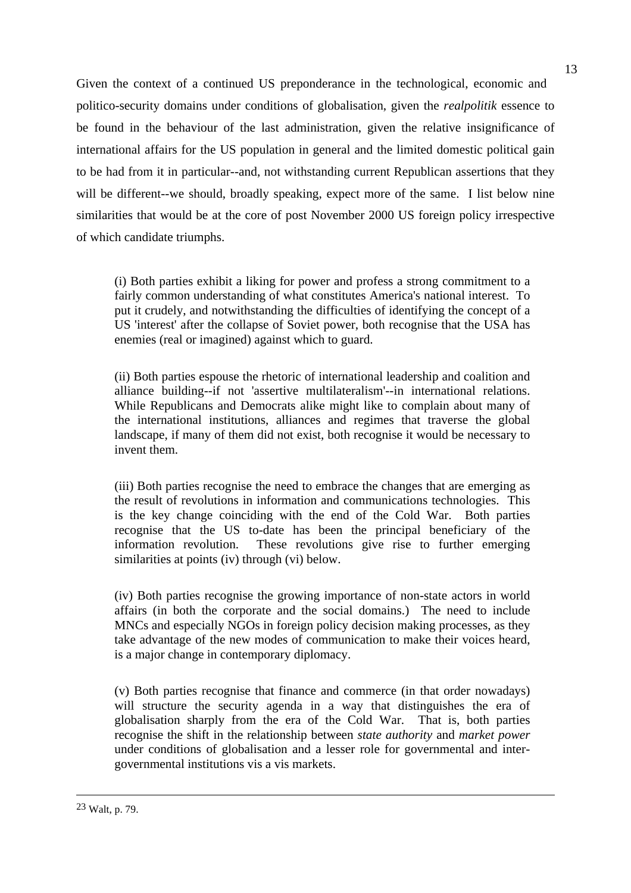Given the context of a continued US preponderance in the technological, economic and politico-security domains under conditions of globalisation, given the *realpolitik* essence to be found in the behaviour of the last administration, given the relative insignificance of international affairs for the US population in general and the limited domestic political gain to be had from it in particular--and, not withstanding current Republican assertions that they will be different--we should, broadly speaking, expect more of the same. I list below nine similarities that would be at the core of post November 2000 US foreign policy irrespective of which candidate triumphs.

> (i) Both parties exhibit a liking for power and profess a strong commitment to a fairly common understanding of what constitutes America's national interest. To put it crudely, and notwithstanding the difficulties of identifying the concept of a US 'interest' after the collapse of Soviet power, both recognise that the USA has enemies (real or imagined) against which to guard.
>
> (ii) Both parties espouse the rhetoric of international leadership and coalition and alliance building--if not 'assertive multilateralism'--in international relations. While Republicans and Democrats alike might like to complain about many of the international institutions, alliances and regimes that traverse the global landscape, if many of them did not exist, both recognise it would be necessary to invent them.
>
> (iii) Both parties recognise the need to embrace the changes that are emerging as the result of revolutions in information and communications technologies. This is the key change coinciding with the end of the Cold War. Both parties recognise that the US to-date has been the principal beneficiary of the information revolution. These revolutions give rise to further emerging similarities at points (iv) through (vi) below.
>
> (iv) Both parties recognise the growing importance of non-state actors in world affairs (in both the corporate and the social domains.) The need to include MNCs and especially NGOs in foreign policy decision making processes, as they take advantage of the new modes of communication to make their voices heard, is a major change in contemporary diplomacy.
>
> (v) Both parties recognise that finance and commerce (in that order nowadays) will structure the security agenda in a way that distinguishes the era of globalisation sharply from the era of the Cold War. That is, both parties recognise the shift in the relationship between *state authority* and *market power* under conditions of globalisation and a lesser role for governmental and inter-governmental institutions vis a vis markets.

---

[23] Walt, p. 79.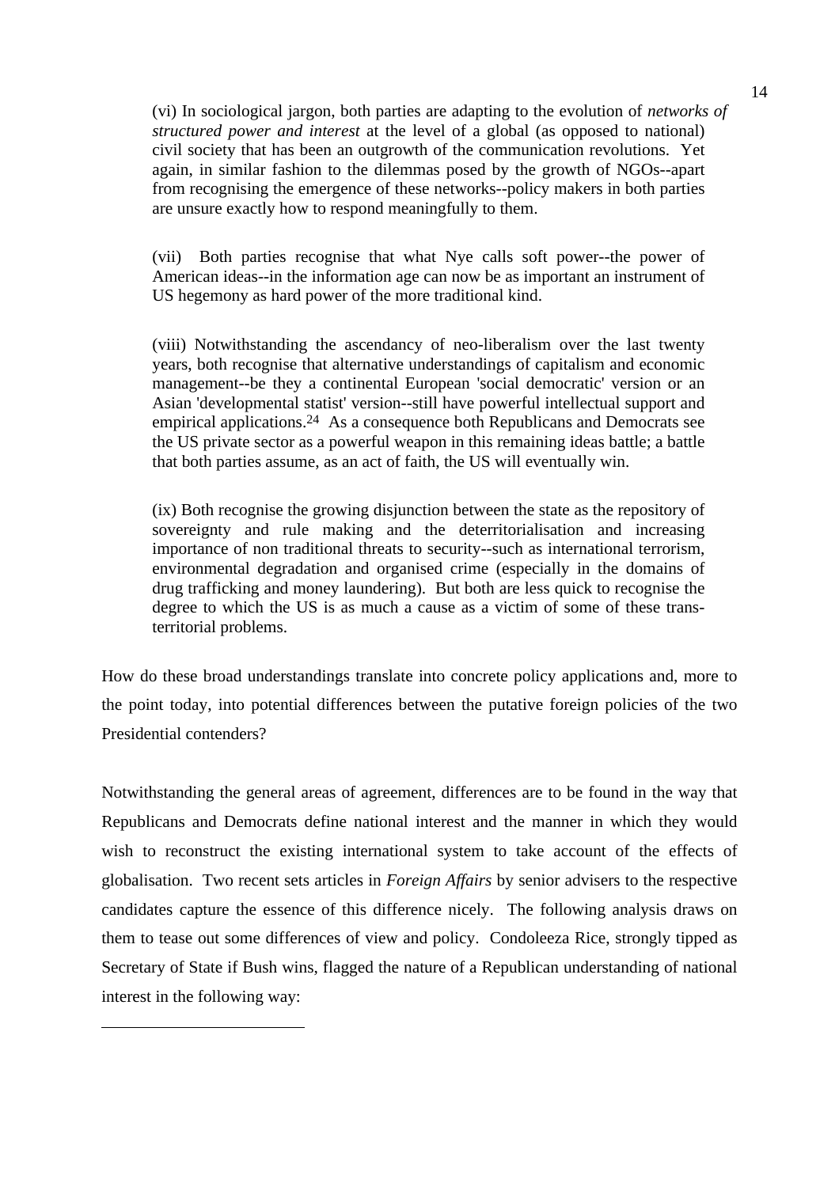(vi) In sociological jargon, both parties are adapting to the evolution of *networks of structured power and interest* at the level of a global (as opposed to national) civil society that has been an outgrowth of the communication revolutions. Yet again, in similar fashion to the dilemmas posed by the growth of NGOs--apart from recognising the emergence of these networks--policy makers in both parties are unsure exactly how to respond meaningfully to them.

(vii) Both parties recognise that what Nye calls soft power--the power of American ideas--in the information age can now be as important an instrument of US hegemony as hard power of the more traditional kind.

(viii) Notwithstanding the ascendancy of neo-liberalism over the last twenty years, both recognise that alternative understandings of capitalism and economic management--be they a continental European 'social democratic' version or an Asian 'developmental statist' version--still have powerful intellectual support and empirical applications.[24] As a consequence both Republicans and Democrats see the US private sector as a powerful weapon in this remaining ideas battle; a battle that both parties assume, as an act of faith, the US will eventually win.

(ix) Both recognise the growing disjunction between the state as the repository of sovereignty and rule making and the deterritorialisation and increasing importance of non traditional threats to security--such as international terrorism, environmental degradation and organised crime (especially in the domains of drug trafficking and money laundering). But both are less quick to recognise the degree to which the US is as much a cause as a victim of some of these trans-territorial problems.

How do these broad understandings translate into concrete policy applications and, more to the point today, into potential differences between the putative foreign policies of the two Presidential contenders?

Notwithstanding the general areas of agreement, differences are to be found in the way that Republicans and Democrats define national interest and the manner in which they would wish to reconstruct the existing international system to take account of the effects of globalisation. Two recent sets articles in *Foreign Affairs* by senior advisers to the respective candidates capture the essence of this difference nicely. The following analysis draws on them to tease out some differences of view and policy. Condoleeza Rice, strongly tipped as Secretary of State if Bush wins, flagged the nature of a Republican understanding of national interest in the following way: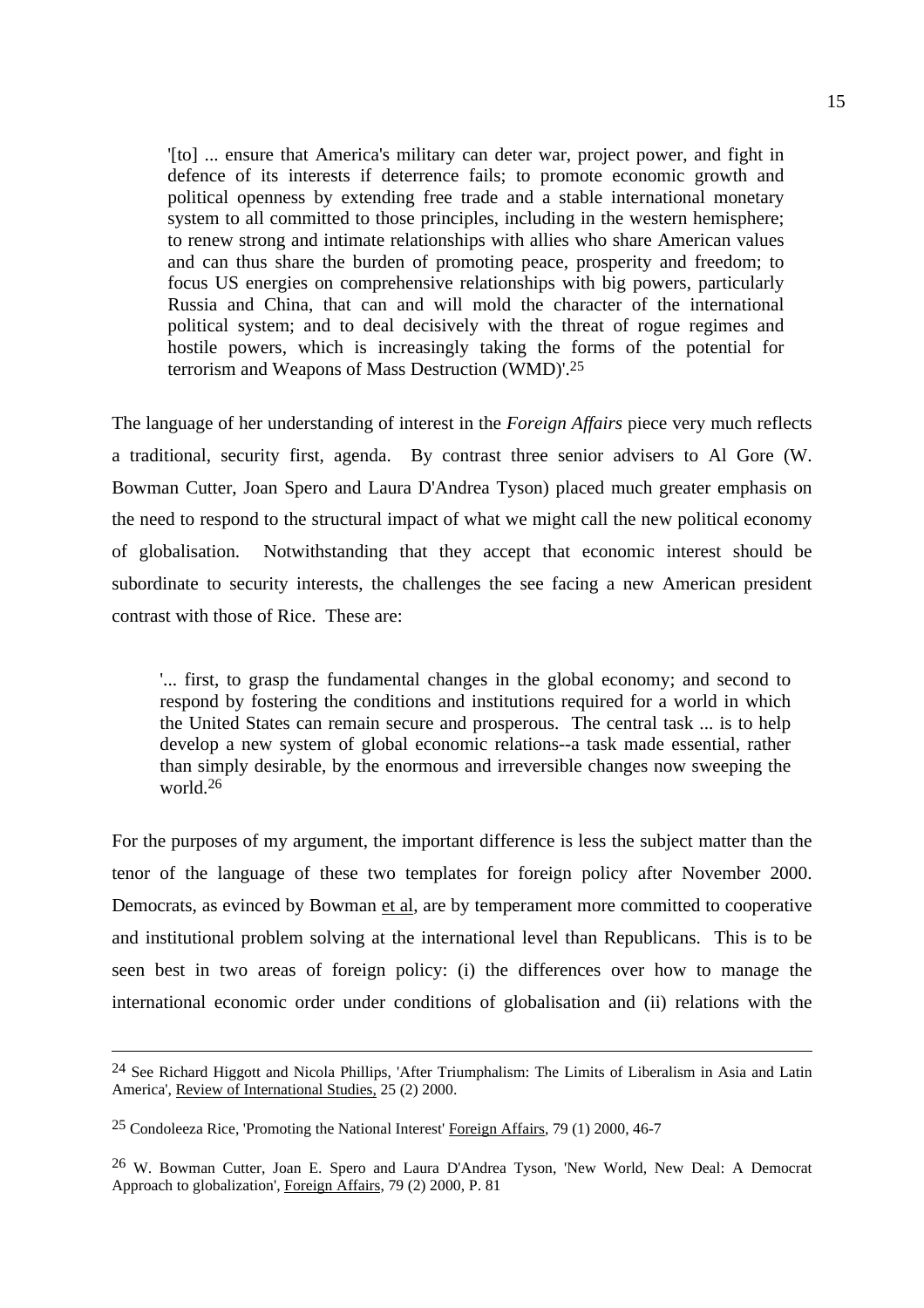> '[to] ... ensure that America's military can deter war, project power, and fight in defence of its interests if deterrence fails; to promote economic growth and political openness by extending free trade and a stable international monetary system to all committed to those principles, including in the western hemisphere; to renew strong and intimate relationships with allies who share American values and can thus share the burden of promoting peace, prosperity and freedom; to focus US energies on comprehensive relationships with big powers, particularly Russia and China, that can and will mold the character of the international political system; and to deal decisively with the threat of rogue regimes and hostile powers, which is increasingly taking the forms of the potential for terrorism and Weapons of Mass Destruction (WMD)'.[25]

The language of her understanding of interest in the *Foreign Affairs* piece very much reflects a traditional, security first, agenda. By contrast three senior advisers to Al Gore (W. Bowman Cutter, Joan Spero and Laura D'Andrea Tyson) placed much greater emphasis on the need to respond to the structural impact of what we might call the new political economy of globalisation. Notwithstanding that they accept that economic interest should be subordinate to security interests, the challenges the see facing a new American president contrast with those of Rice. These are:

> '... first, to grasp the fundamental changes in the global economy; and second to respond by fostering the conditions and institutions required for a world in which the United States can remain secure and prosperous. The central task ... is to help develop a new system of global economic relations--a task made essential, rather than simply desirable, by the enormous and irreversible changes now sweeping the world.[26]

For the purposes of my argument, the important difference is less the subject matter than the tenor of the language of these two templates for foreign policy after November 2000. Democrats, as evinced by Bowman et al, are by temperament more committed to cooperative and institutional problem solving at the international level than Republicans. This is to be seen best in two areas of foreign policy: (i) the differences over how to manage the international economic order under conditions of globalisation and (ii) relations with the

---

[24] See Richard Higgott and Nicola Phillips, 'After Triumphalism: The Limits of Liberalism in Asia and Latin America', Review of International Studies, 25 (2) 2000.

[25] Condoleeza Rice, 'Promoting the National Interest' Foreign Affairs, 79 (1) 2000, 46-7

[26] W. Bowman Cutter, Joan E. Spero and Laura D'Andrea Tyson, 'New World, New Deal: A Democrat Approach to globalization', Foreign Affairs, 79 (2) 2000, P. 81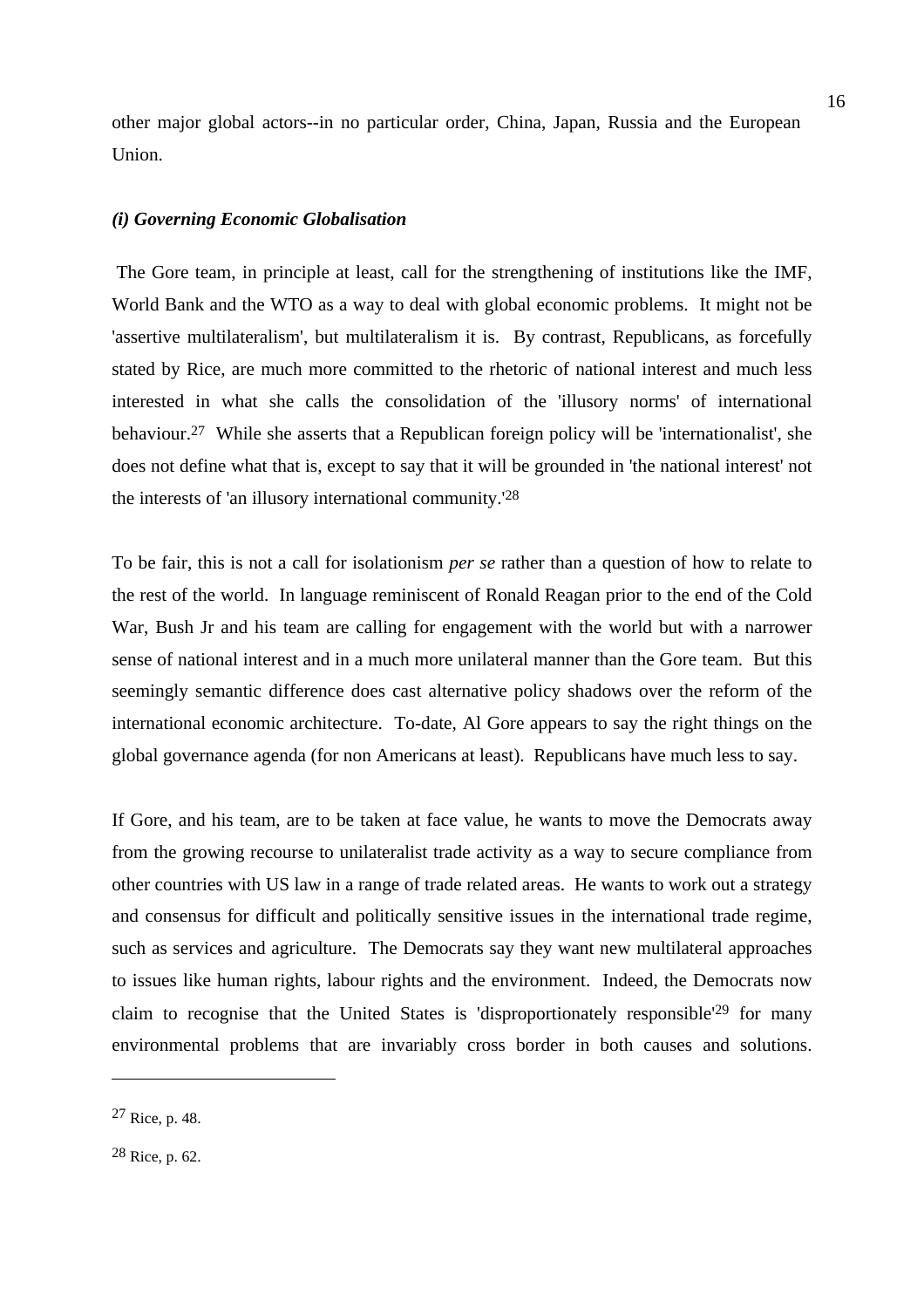other major global actors--in no particular order, China, Japan, Russia and the European Union.

### *(i) Governing Economic Globalisation*

The Gore team, in principle at least, call for the strengthening of institutions like the IMF, World Bank and the WTO as a way to deal with global economic problems. It might not be 'assertive multilateralism', but multilateralism it is. By contrast, Republicans, as forcefully stated by Rice, are much more committed to the rhetoric of national interest and much less interested in what she calls the consolidation of the 'illusory norms' of international behaviour.[27] While she asserts that a Republican foreign policy will be 'internationalist', she does not define what that is, except to say that it will be grounded in 'the national interest' not the interests of 'an illusory international community.'[28]

To be fair, this is not a call for isolationism *per se* rather than a question of how to relate to the rest of the world. In language reminiscent of Ronald Reagan prior to the end of the Cold War, Bush Jr and his team are calling for engagement with the world but with a narrower sense of national interest and in a much more unilateral manner than the Gore team. But this seemingly semantic difference does cast alternative policy shadows over the reform of the international economic architecture. To-date, Al Gore appears to say the right things on the global governance agenda (for non Americans at least). Republicans have much less to say.

If Gore, and his team, are to be taken at face value, he wants to move the Democrats away from the growing recourse to unilateralist trade activity as a way to secure compliance from other countries with US law in a range of trade related areas. He wants to work out a strategy and consensus for difficult and politically sensitive issues in the international trade regime, such as services and agriculture. The Democrats say they want new multilateral approaches to issues like human rights, labour rights and the environment. Indeed, the Democrats now claim to recognise that the United States is 'disproportionately responsible'[29] for many environmental problems that are invariably cross border in both causes and solutions.

---

[27] Rice, p. 48.

[28] Rice, p. 62.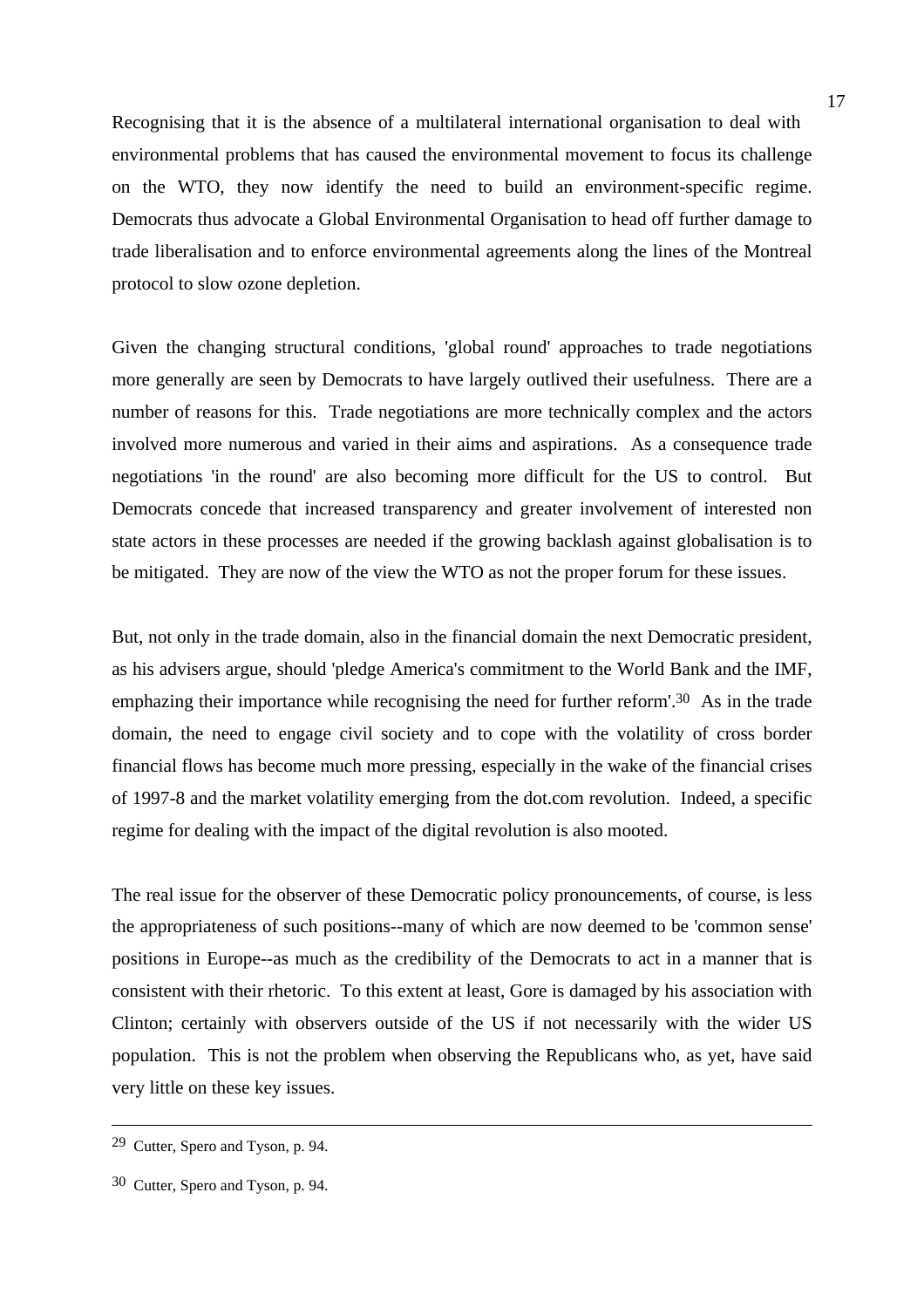Recognising that it is the absence of a multilateral international organisation to deal with environmental problems that has caused the environmental movement to focus its challenge on the WTO, they now identify the need to build an environment-specific regime. Democrats thus advocate a Global Environmental Organisation to head off further damage to trade liberalisation and to enforce environmental agreements along the lines of the Montreal protocol to slow ozone depletion.

Given the changing structural conditions, 'global round' approaches to trade negotiations more generally are seen by Democrats to have largely outlived their usefulness. There are a number of reasons for this. Trade negotiations are more technically complex and the actors involved more numerous and varied in their aims and aspirations. As a consequence trade negotiations 'in the round' are also becoming more difficult for the US to control. But Democrats concede that increased transparency and greater involvement of interested non state actors in these processes are needed if the growing backlash against globalisation is to be mitigated. They are now of the view the WTO as not the proper forum for these issues.

But, not only in the trade domain, also in the financial domain the next Democratic president, as his advisers argue, should 'pledge America's commitment to the World Bank and the IMF, emphazing their importance while recognising the need for further reform'.[30] As in the trade domain, the need to engage civil society and to cope with the volatility of cross border financial flows has become much more pressing, especially in the wake of the financial crises of 1997-8 and the market volatility emerging from the dot.com revolution. Indeed, a specific regime for dealing with the impact of the digital revolution is also mooted.

The real issue for the observer of these Democratic policy pronouncements, of course, is less the appropriateness of such positions--many of which are now deemed to be 'common sense' positions in Europe--as much as the credibility of the Democrats to act in a manner that is consistent with their rhetoric. To this extent at least, Gore is damaged by his association with Clinton; certainly with observers outside of the US if not necessarily with the wider US population. This is not the problem when observing the Republicans who, as yet, have said very little on these key issues.

---

[29] Cutter, Spero and Tyson, p. 94.

[30] Cutter, Spero and Tyson, p. 94.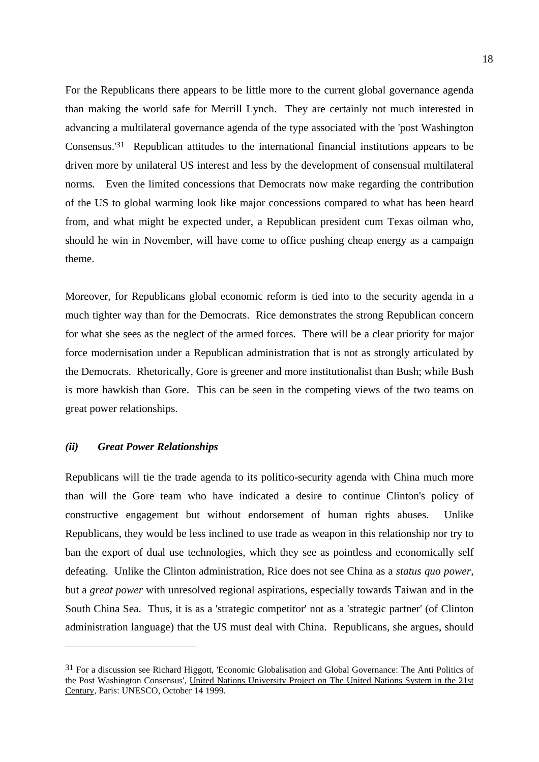For the Republicans there appears to be little more to the current global governance agenda than making the world safe for Merrill Lynch. They are certainly not much interested in advancing a multilateral governance agenda of the type associated with the 'post Washington Consensus.'[31] Republican attitudes to the international financial institutions appears to be driven more by unilateral US interest and less by the development of consensual multilateral norms. Even the limited concessions that Democrats now make regarding the contribution of the US to global warming look like major concessions compared to what has been heard from, and what might be expected under, a Republican president cum Texas oilman who, should he win in November, will have come to office pushing cheap energy as a campaign theme.

Moreover, for Republicans global economic reform is tied into to the security agenda in a much tighter way than for the Democrats. Rice demonstrates the strong Republican concern for what she sees as the neglect of the armed forces. There will be a clear priority for major force modernisation under a Republican administration that is not as strongly articulated by the Democrats. Rhetorically, Gore is greener and more institutionalist than Bush; while Bush is more hawkish than Gore. This can be seen in the competing views of the two teams on great power relationships.

### *(ii) Great Power Relationships*

Republicans will tie the trade agenda to its politico-security agenda with China much more than will the Gore team who have indicated a desire to continue Clinton's policy of constructive engagement but without endorsement of human rights abuses. Unlike Republicans, they would be less inclined to use trade as weapon in this relationship nor try to ban the export of dual use technologies, which they see as pointless and economically self defeating. Unlike the Clinton administration, Rice does not see China as a *status quo power*, but a *great power* with unresolved regional aspirations, especially towards Taiwan and in the South China Sea. Thus, it is as a 'strategic competitor' not as a 'strategic partner' (of Clinton administration language) that the US must deal with China. Republicans, she argues, should

---

[31] For a discussion see Richard Higgott, 'Economic Globalisation and Global Governance: The Anti Politics of the Post Washington Consensus', United Nations University Project on The United Nations System in the 21st Century, Paris: UNESCO, October 14 1999.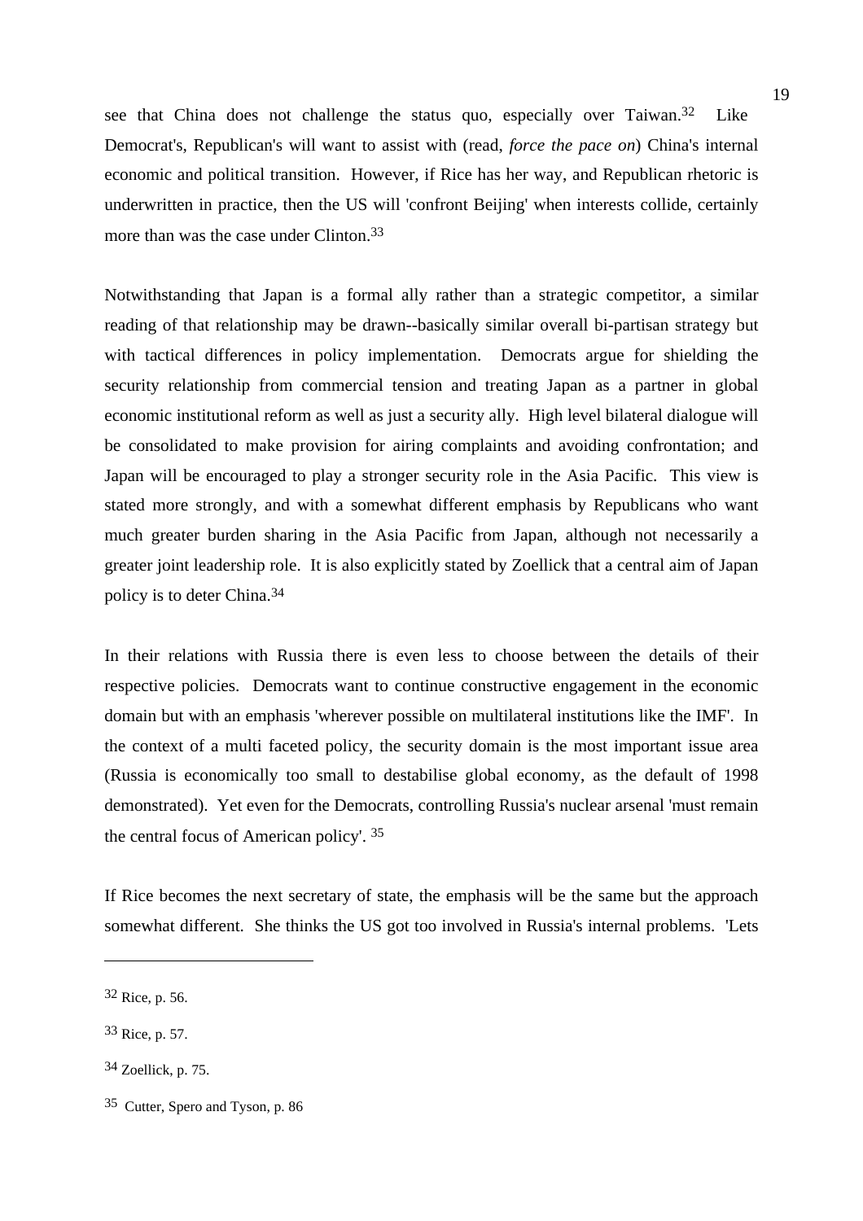see that China does not challenge the status quo, especially over Taiwan.[32] Like Democrat's, Republican's will want to assist with (read, *force the pace on*) China's internal economic and political transition. However, if Rice has her way, and Republican rhetoric is underwritten in practice, then the US will 'confront Beijing' when interests collide, certainly more than was the case under Clinton.[33]

Notwithstanding that Japan is a formal ally rather than a strategic competitor, a similar reading of that relationship may be drawn--basically similar overall bi-partisan strategy but with tactical differences in policy implementation. Democrats argue for shielding the security relationship from commercial tension and treating Japan as a partner in global economic institutional reform as well as just a security ally. High level bilateral dialogue will be consolidated to make provision for airing complaints and avoiding confrontation; and Japan will be encouraged to play a stronger security role in the Asia Pacific. This view is stated more strongly, and with a somewhat different emphasis by Republicans who want much greater burden sharing in the Asia Pacific from Japan, although not necessarily a greater joint leadership role. It is also explicitly stated by Zoellick that a central aim of Japan policy is to deter China.[34]

In their relations with Russia there is even less to choose between the details of their respective policies. Democrats want to continue constructive engagement in the economic domain but with an emphasis 'wherever possible on multilateral institutions like the IMF'. In the context of a multi faceted policy, the security domain is the most important issue area (Russia is economically too small to destabilise global economy, as the default of 1998 demonstrated). Yet even for the Democrats, controlling Russia's nuclear arsenal 'must remain the central focus of American policy'. [35]

If Rice becomes the next secretary of state, the emphasis will be the same but the approach somewhat different. She thinks the US got too involved in Russia's internal problems. 'Lets

---

[32] Rice, p. 56.

[33] Rice, p. 57.

[34] Zoellick, p. 75.

[35] Cutter, Spero and Tyson, p. 86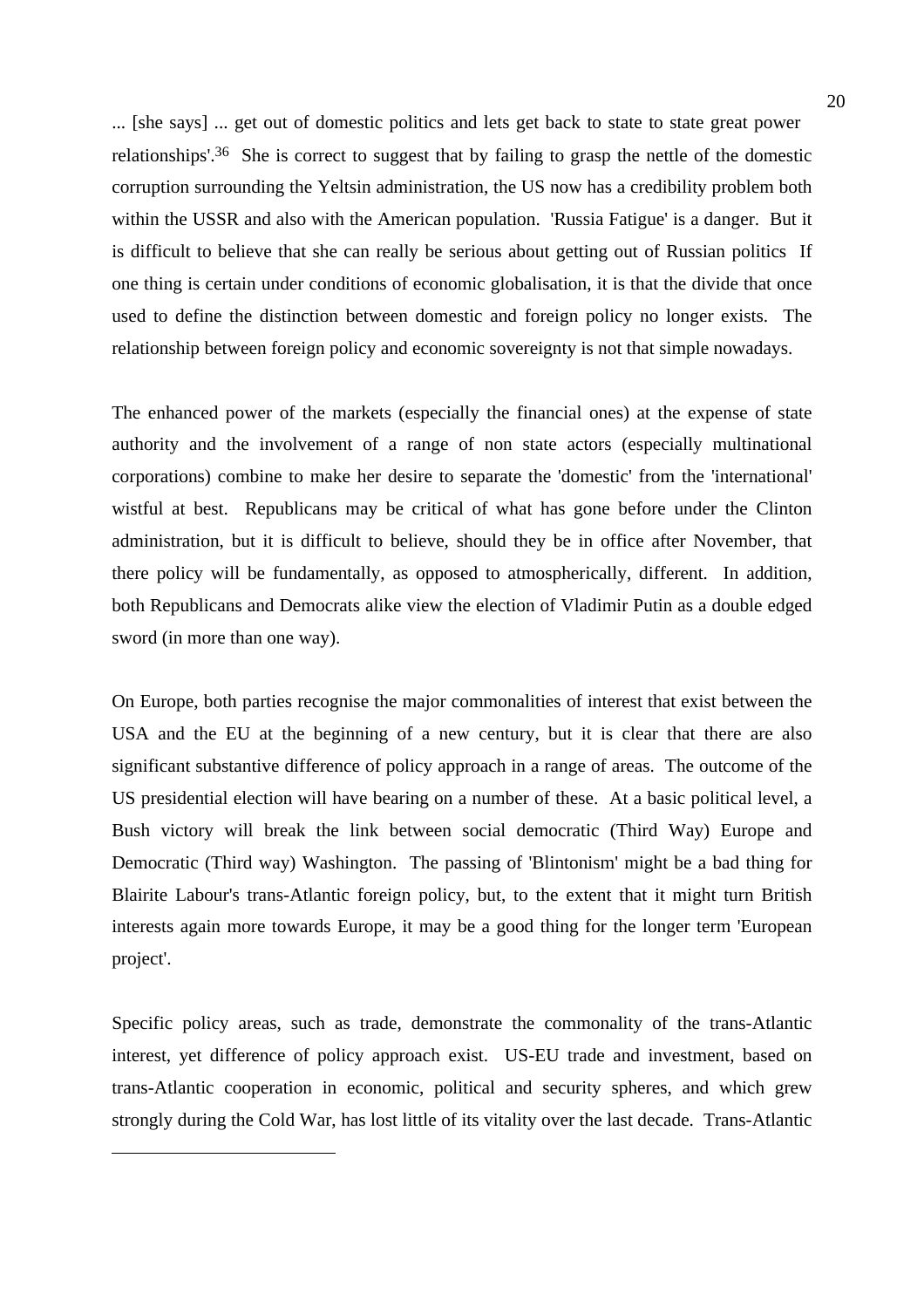... [she says] ... get out of domestic politics and lets get back to state to state great power relationships'.[36] She is correct to suggest that by failing to grasp the nettle of the domestic corruption surrounding the Yeltsin administration, the US now has a credibility problem both within the USSR and also with the American population. 'Russia Fatigue' is a danger. But it is difficult to believe that she can really be serious about getting out of Russian politics If one thing is certain under conditions of economic globalisation, it is that the divide that once used to define the distinction between domestic and foreign policy no longer exists. The relationship between foreign policy and economic sovereignty is not that simple nowadays.

The enhanced power of the markets (especially the financial ones) at the expense of state authority and the involvement of a range of non state actors (especially multinational corporations) combine to make her desire to separate the 'domestic' from the 'international' wistful at best. Republicans may be critical of what has gone before under the Clinton administration, but it is difficult to believe, should they be in office after November, that there policy will be fundamentally, as opposed to atmospherically, different. In addition, both Republicans and Democrats alike view the election of Vladimir Putin as a double edged sword (in more than one way).

On Europe, both parties recognise the major commonalities of interest that exist between the USA and the EU at the beginning of a new century, but it is clear that there are also significant substantive difference of policy approach in a range of areas. The outcome of the US presidential election will have bearing on a number of these. At a basic political level, a Bush victory will break the link between social democratic (Third Way) Europe and Democratic (Third way) Washington. The passing of 'Blintonism' might be a bad thing for Blairite Labour's trans-Atlantic foreign policy, but, to the extent that it might turn British interests again more towards Europe, it may be a good thing for the longer term 'European project'.

Specific policy areas, such as trade, demonstrate the commonality of the trans-Atlantic interest, yet difference of policy approach exist. US-EU trade and investment, based on trans-Atlantic cooperation in economic, political and security spheres, and which grew strongly during the Cold War, has lost little of its vitality over the last decade. Trans-Atlantic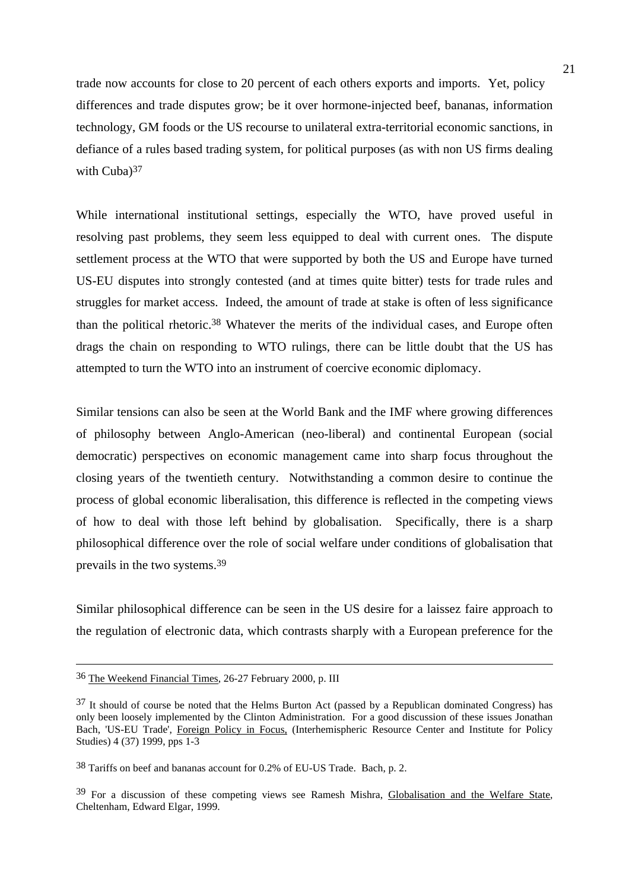trade now accounts for close to 20 percent of each others exports and imports. Yet, policy differences and trade disputes grow; be it over hormone-injected beef, bananas, information technology, GM foods or the US recourse to unilateral extra-territorial economic sanctions, in defiance of a rules based trading system, for political purposes (as with non US firms dealing with Cuba)[37]

While international institutional settings, especially the WTO, have proved useful in resolving past problems, they seem less equipped to deal with current ones. The dispute settlement process at the WTO that were supported by both the US and Europe have turned US-EU disputes into strongly contested (and at times quite bitter) tests for trade rules and struggles for market access. Indeed, the amount of trade at stake is often of less significance than the political rhetoric.[38] Whatever the merits of the individual cases, and Europe often drags the chain on responding to WTO rulings, there can be little doubt that the US has attempted to turn the WTO into an instrument of coercive economic diplomacy.

Similar tensions can also be seen at the World Bank and the IMF where growing differences of philosophy between Anglo-American (neo-liberal) and continental European (social democratic) perspectives on economic management came into sharp focus throughout the closing years of the twentieth century. Notwithstanding a common desire to continue the process of global economic liberalisation, this difference is reflected in the competing views of how to deal with those left behind by globalisation. Specifically, there is a sharp philosophical difference over the role of social welfare under conditions of globalisation that prevails in the two systems.[39]

Similar philosophical difference can be seen in the US desire for a laissez faire approach to the regulation of electronic data, which contrasts sharply with a European preference for the

---

[36] The Weekend Financial Times, 26-27 February 2000, p. III

[37] It should of course be noted that the Helms Burton Act (passed by a Republican dominated Congress) has only been loosely implemented by the Clinton Administration. For a good discussion of these issues Jonathan Bach, 'US-EU Trade', Foreign Policy in Focus, (Interhemispheric Resource Center and Institute for Policy Studies) 4 (37) 1999, pps 1-3

[38] Tariffs on beef and bananas account for 0.2% of EU-US Trade. Bach, p. 2.

[39] For a discussion of these competing views see Ramesh Mishra, Globalisation and the Welfare State, Cheltenham, Edward Elgar, 1999.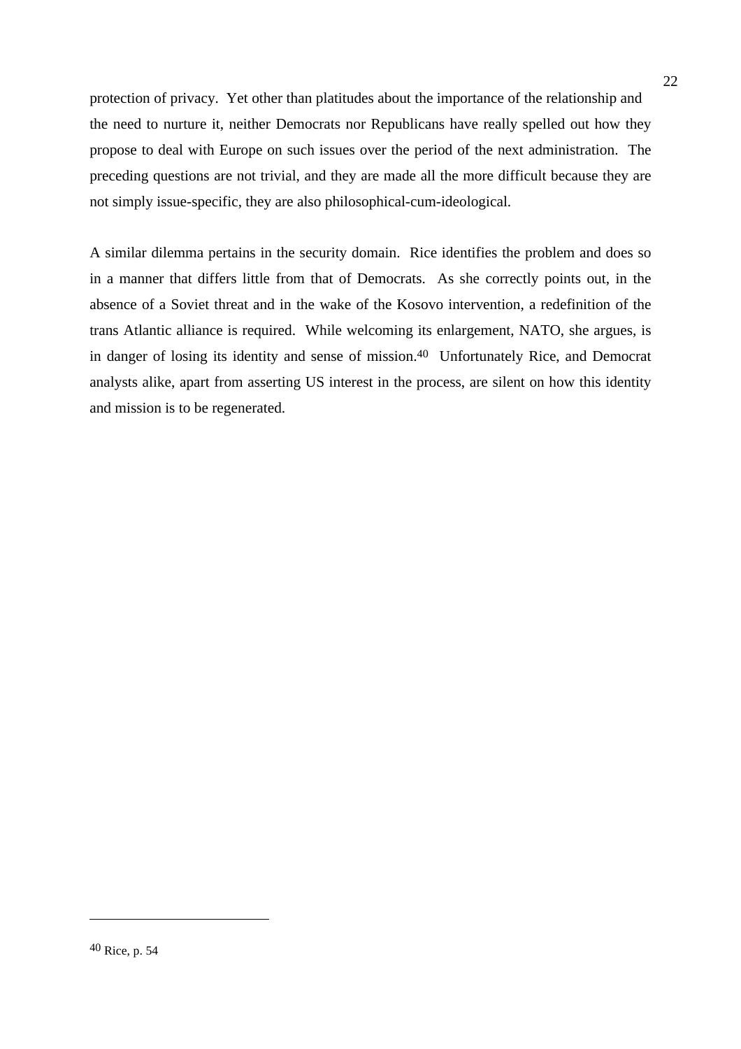protection of privacy. Yet other than platitudes about the importance of the relationship and the need to nurture it, neither Democrats nor Republicans have really spelled out how they propose to deal with Europe on such issues over the period of the next administration. The preceding questions are not trivial, and they are made all the more difficult because they are not simply issue-specific, they are also philosophical-cum-ideological.

A similar dilemma pertains in the security domain. Rice identifies the problem and does so in a manner that differs little from that of Democrats. As she correctly points out, in the absence of a Soviet threat and in the wake of the Kosovo intervention, a redefinition of the trans Atlantic alliance is required. While welcoming its enlargement, NATO, she argues, is in danger of losing its identity and sense of mission.[40] Unfortunately Rice, and Democrat analysts alike, apart from asserting US interest in the process, are silent on how this identity and mission is to be regenerated.

---

[40] Rice, p. 54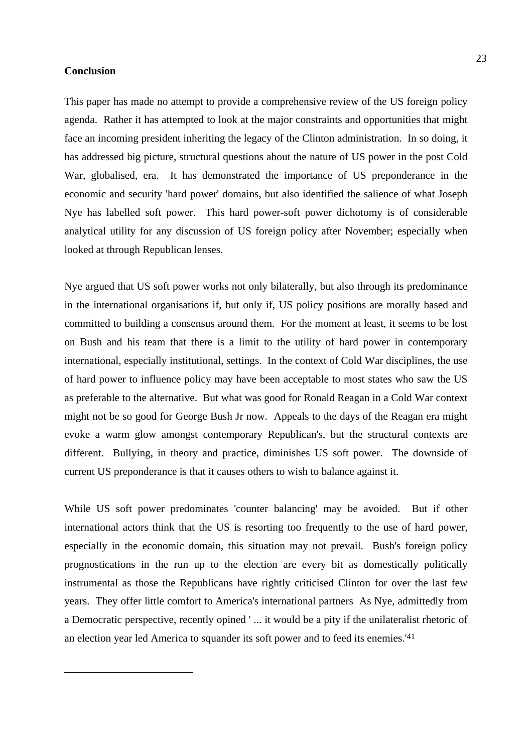**Conclusion**

This paper has made no attempt to provide a comprehensive review of the US foreign policy agenda. Rather it has attempted to look at the major constraints and opportunities that might face an incoming president inheriting the legacy of the Clinton administration. In so doing, it has addressed big picture, structural questions about the nature of US power in the post Cold War, globalised, era. It has demonstrated the importance of US preponderance in the economic and security 'hard power' domains, but also identified the salience of what Joseph Nye has labelled soft power. This hard power-soft power dichotomy is of considerable analytical utility for any discussion of US foreign policy after November; especially when looked at through Republican lenses.

Nye argued that US soft power works not only bilaterally, but also through its predominance in the international organisations if, but only if, US policy positions are morally based and committed to building a consensus around them. For the moment at least, it seems to be lost on Bush and his team that there is a limit to the utility of hard power in contemporary international, especially institutional, settings. In the context of Cold War disciplines, the use of hard power to influence policy may have been acceptable to most states who saw the US as preferable to the alternative. But what was good for Ronald Reagan in a Cold War context might not be so good for George Bush Jr now. Appeals to the days of the Reagan era might evoke a warm glow amongst contemporary Republican's, but the structural contexts are different. Bullying, in theory and practice, diminishes US soft power. The downside of current US preponderance is that it causes others to wish to balance against it.

While US soft power predominates 'counter balancing' may be avoided. But if other international actors think that the US is resorting too frequently to the use of hard power, especially in the economic domain, this situation may not prevail. Bush's foreign policy prognostications in the run up to the election are every bit as domestically politically instrumental as those the Republicans have rightly criticised Clinton for over the last few years. They offer little comfort to America's international partners As Nye, admittedly from a Democratic perspective, recently opined ' ... it would be a pity if the unilateralist rhetoric of an election year led America to squander its soft power and to feed its enemies.'[41]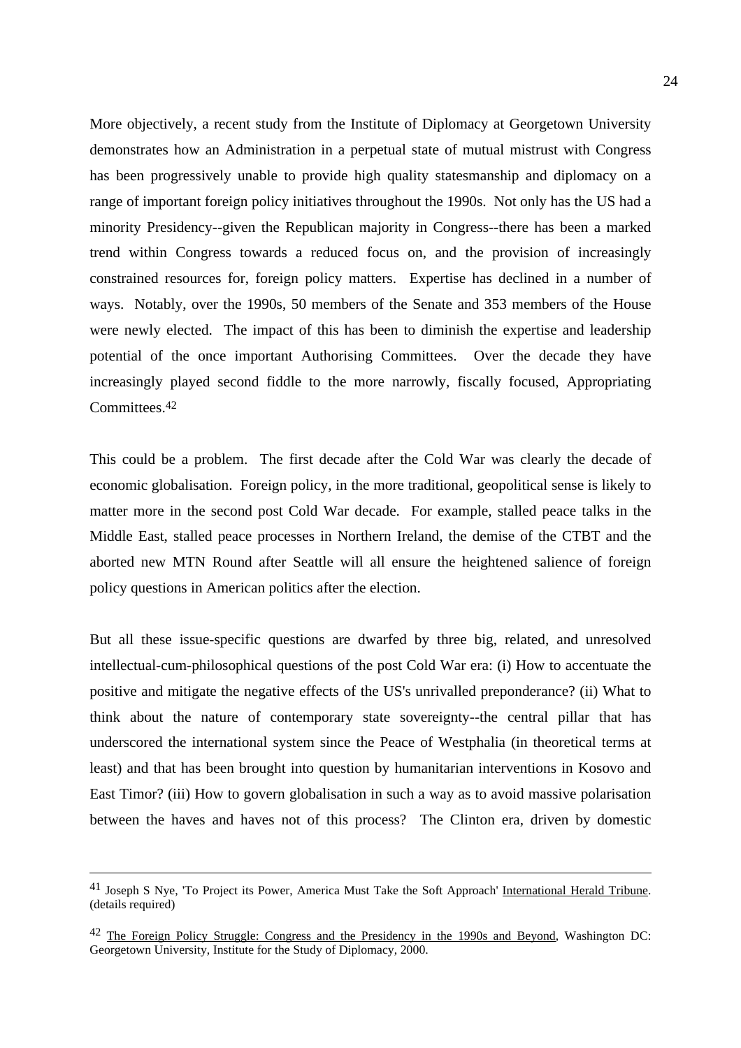More objectively, a recent study from the Institute of Diplomacy at Georgetown University demonstrates how an Administration in a perpetual state of mutual mistrust with Congress has been progressively unable to provide high quality statesmanship and diplomacy on a range of important foreign policy initiatives throughout the 1990s. Not only has the US had a minority Presidency--given the Republican majority in Congress--there has been a marked trend within Congress towards a reduced focus on, and the provision of increasingly constrained resources for, foreign policy matters. Expertise has declined in a number of ways. Notably, over the 1990s, 50 members of the Senate and 353 members of the House were newly elected. The impact of this has been to diminish the expertise and leadership potential of the once important Authorising Committees. Over the decade they have increasingly played second fiddle to the more narrowly, fiscally focused, Appropriating Committees.[42]

This could be a problem. The first decade after the Cold War was clearly the decade of economic globalisation. Foreign policy, in the more traditional, geopolitical sense is likely to matter more in the second post Cold War decade. For example, stalled peace talks in the Middle East, stalled peace processes in Northern Ireland, the demise of the CTBT and the aborted new MTN Round after Seattle will all ensure the heightened salience of foreign policy questions in American politics after the election.

But all these issue-specific questions are dwarfed by three big, related, and unresolved intellectual-cum-philosophical questions of the post Cold War era: (i) How to accentuate the positive and mitigate the negative effects of the US's unrivalled preponderance? (ii) What to think about the nature of contemporary state sovereignty--the central pillar that has underscored the international system since the Peace of Westphalia (in theoretical terms at least) and that has been brought into question by humanitarian interventions in Kosovo and East Timor? (iii) How to govern globalisation in such a way as to avoid massive polarisation between the haves and haves not of this process? The Clinton era, driven by domestic

---

[41] Joseph S Nye, 'To Project its Power, America Must Take the Soft Approach' International Herald Tribune. (details required)

[42] The Foreign Policy Struggle: Congress and the Presidency in the 1990s and Beyond, Washington DC: Georgetown University, Institute for the Study of Diplomacy, 2000.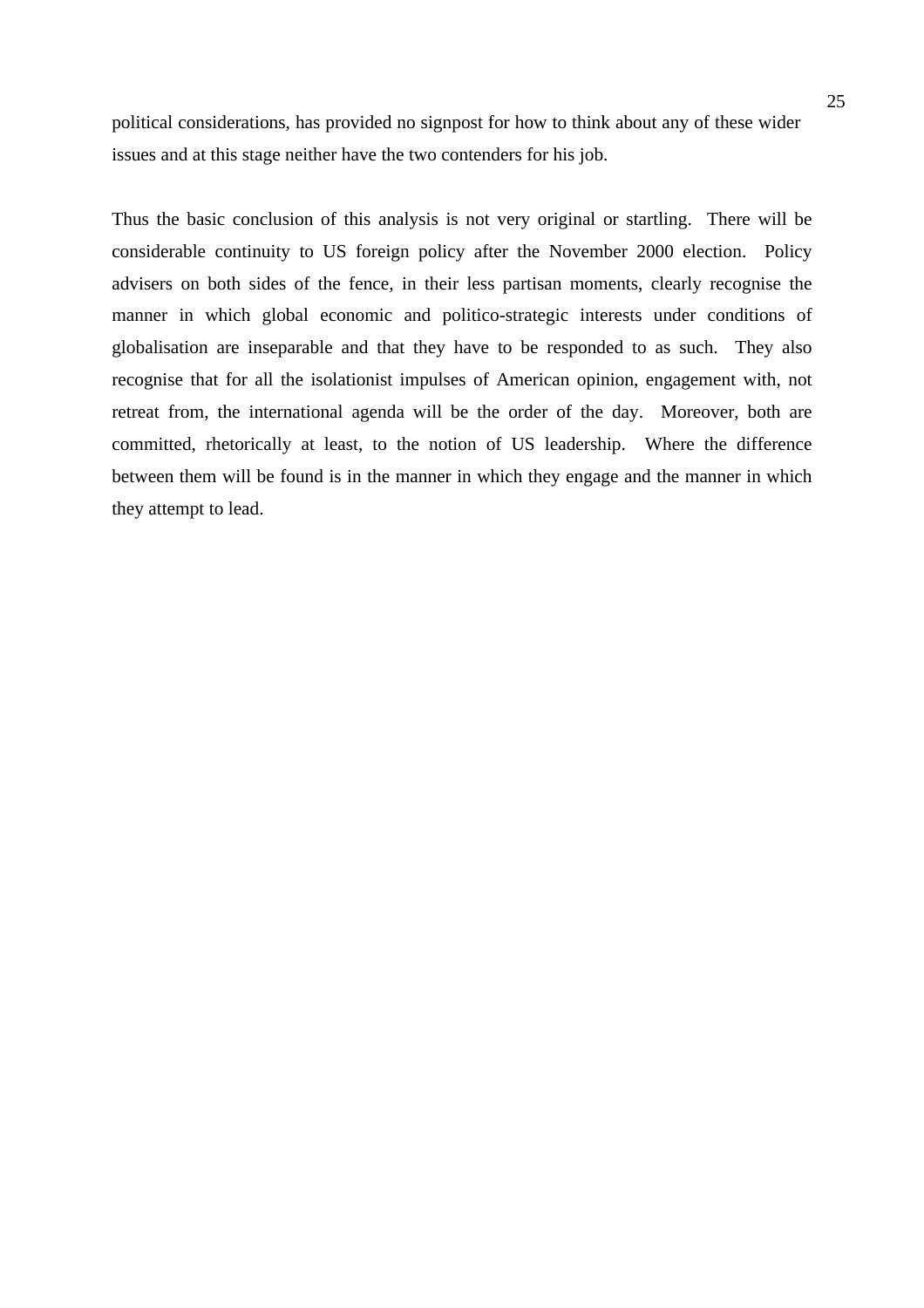political considerations, has provided no signpost for how to think about any of these wider issues and at this stage neither have the two contenders for his job.

Thus the basic conclusion of this analysis is not very original or startling. There will be considerable continuity to US foreign policy after the November 2000 election. Policy advisers on both sides of the fence, in their less partisan moments, clearly recognise the manner in which global economic and politico-strategic interests under conditions of globalisation are inseparable and that they have to be responded to as such. They also recognise that for all the isolationist impulses of American opinion, engagement with, not retreat from, the international agenda will be the order of the day. Moreover, both are committed, rhetorically at least, to the notion of US leadership. Where the difference between them will be found is in the manner in which they engage and the manner in which they attempt to lead.